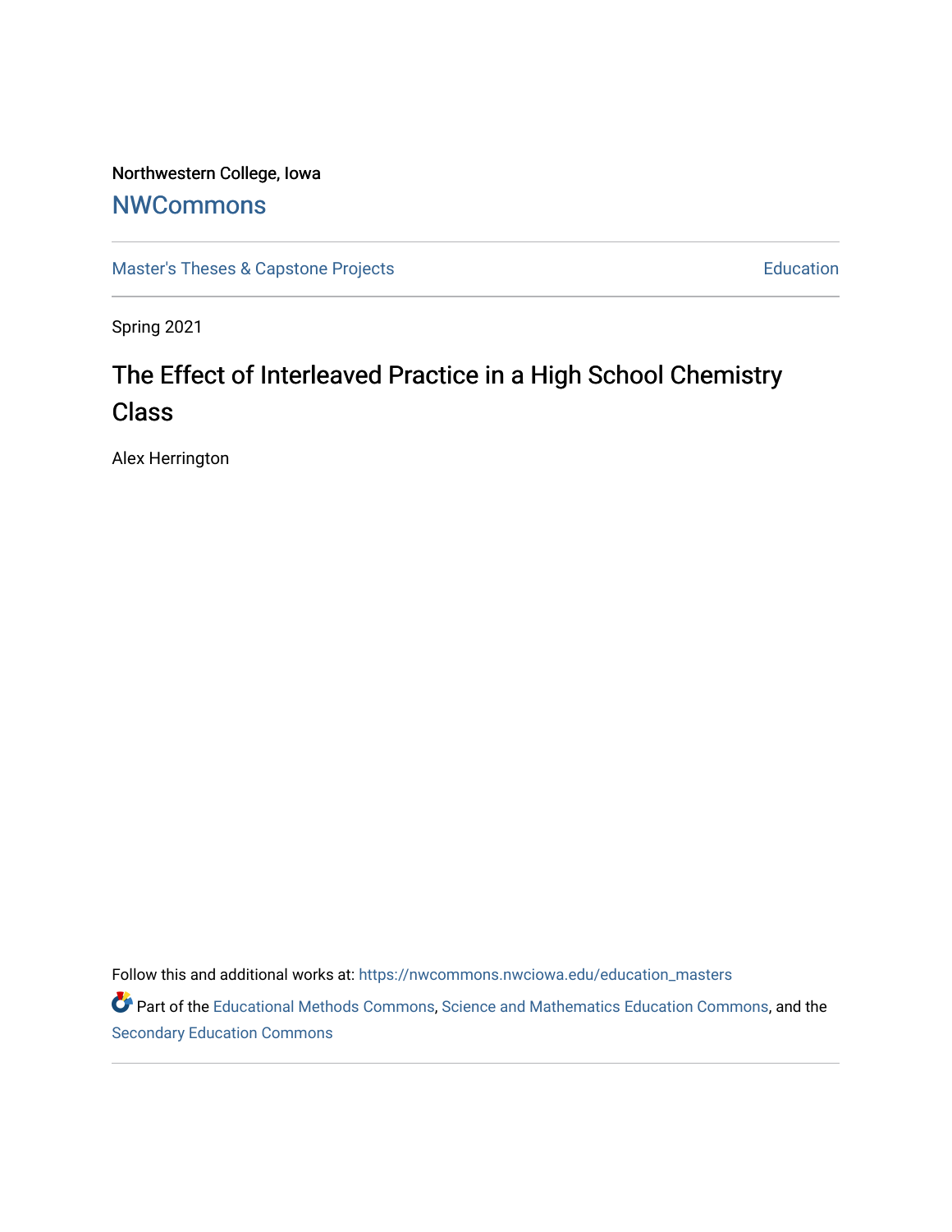Northwestern College, Iowa

NWCommons

Master's Theses & Capstone Projects

Education

Spring 2021

# The Effect of Interleaved Practice in a High School Chemistry Class

Alex Herrington

Follow this and additional works at: https://nwcommons.nwciowa.edu/education_masters

Part of the Educational Methods Commons, Science and Mathematics Education Commons, and the Secondary Education Commons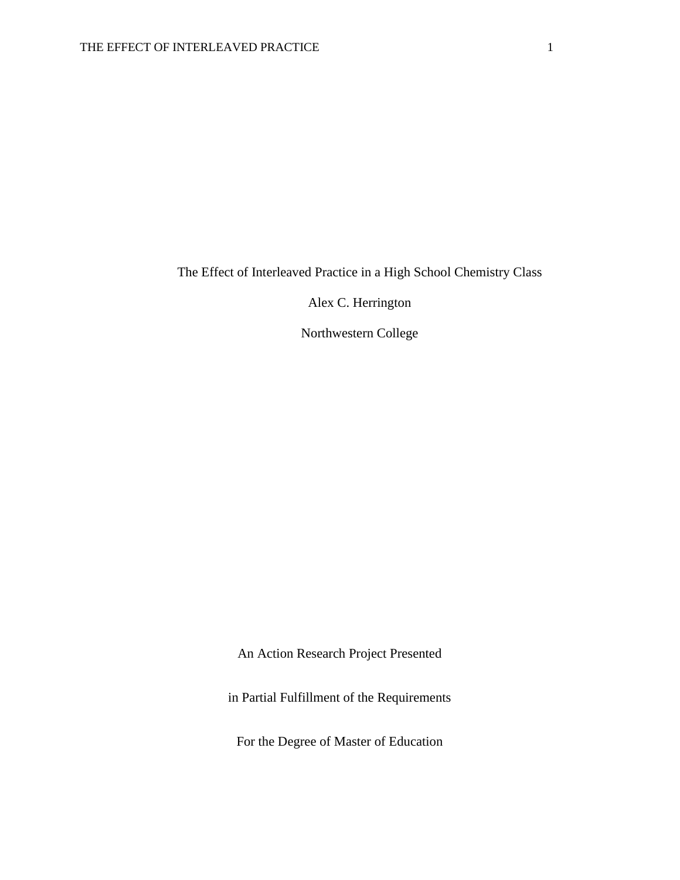# The Effect of Interleaved Practice in a High School Chemistry Class

Alex C. Herrington

Northwestern College

An Action Research Project Presented

in Partial Fulfillment of the Requirements

For the Degree of Master of Education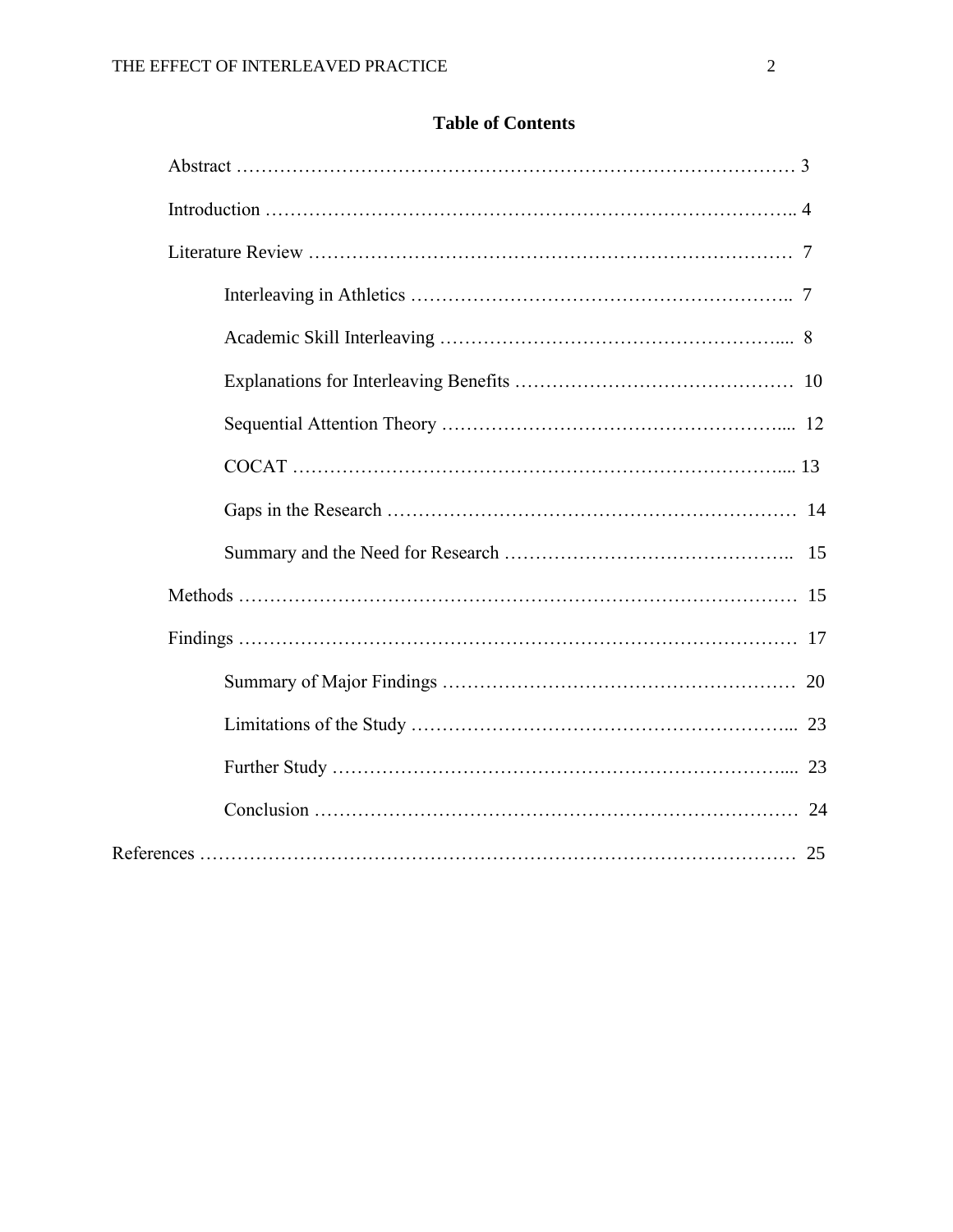## Table of Contents

Abstract ……………………………………………………………………………… 3

Introduction ……………………………………………………………………….. 4

Literature Review ………………………………………………………………… 7

- Interleaving in Athletics …………………………………………………….. 7
- Academic Skill Interleaving ……………………………………………….... 8
- Explanations for Interleaving Benefits ……………………………………… 10
- Sequential Attention Theory ……………………………………………….... 12
- COCAT ……………………………………………………………………..... 13
- Gaps in the Research ……………………………………………………… 14
- Summary and the Need for Research …………………………………….. 15

Methods …………………………………………………………………………… 15

Findings …………………………………………………………………………… 17

- Summary of Major Findings ………………………………………………… 20
- Limitations of the Study …………………………………………………….... 23
- Further Study ……………………………………………………………….... 23
- Conclusion ……………………………………………………………………  24

References ………………………………………………………………………… 25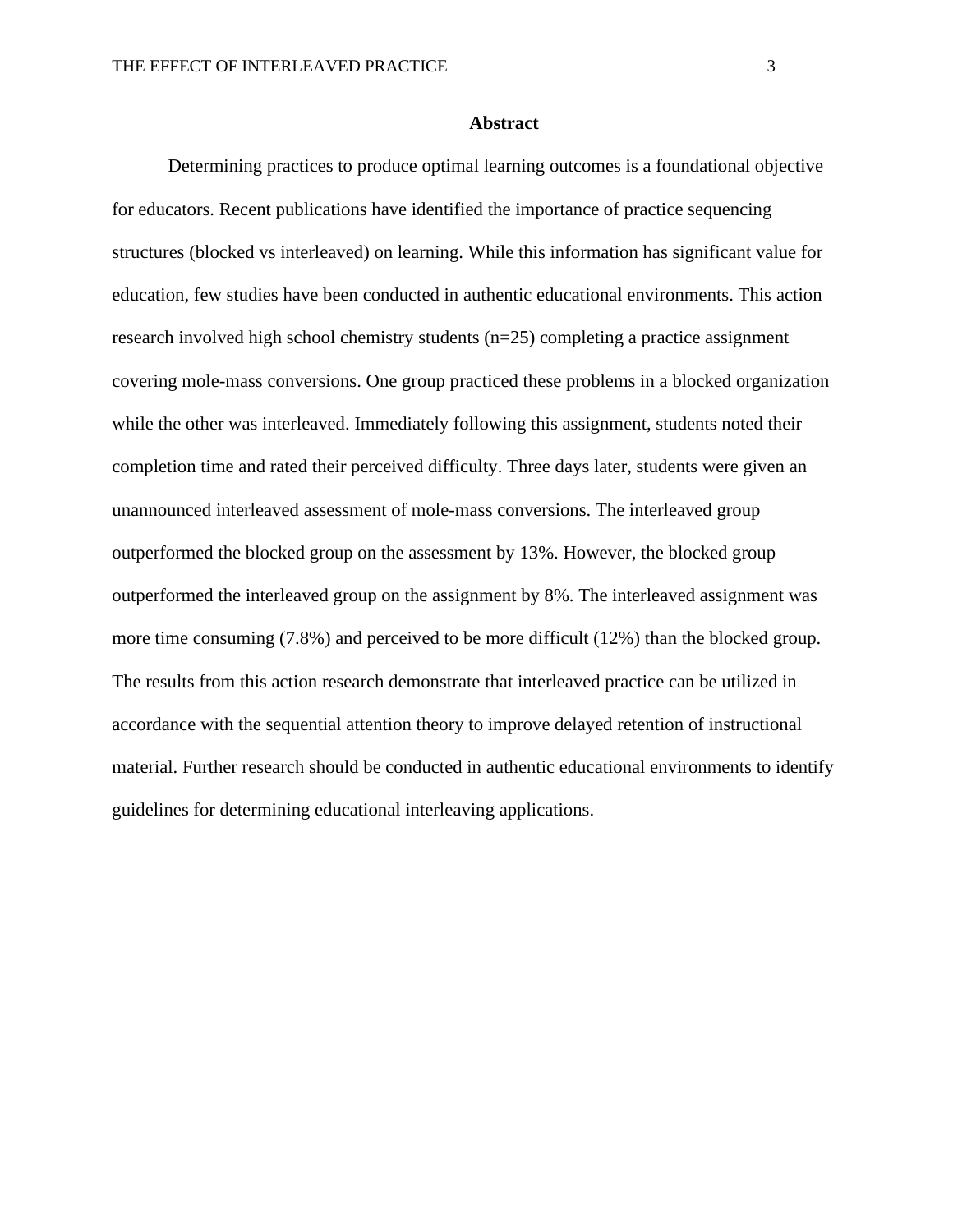# Abstract

Determining practices to produce optimal learning outcomes is a foundational objective for educators. Recent publications have identified the importance of practice sequencing structures (blocked vs interleaved) on learning. While this information has significant value for education, few studies have been conducted in authentic educational environments. This action research involved high school chemistry students (n=25) completing a practice assignment covering mole-mass conversions. One group practiced these problems in a blocked organization while the other was interleaved. Immediately following this assignment, students noted their completion time and rated their perceived difficulty. Three days later, students were given an unannounced interleaved assessment of mole-mass conversions. The interleaved group outperformed the blocked group on the assessment by 13%. However, the blocked group outperformed the interleaved group on the assignment by 8%. The interleaved assignment was more time consuming (7.8%) and perceived to be more difficult (12%) than the blocked group. The results from this action research demonstrate that interleaved practice can be utilized in accordance with the sequential attention theory to improve delayed retention of instructional material. Further research should be conducted in authentic educational environments to identify guidelines for determining educational interleaving applications.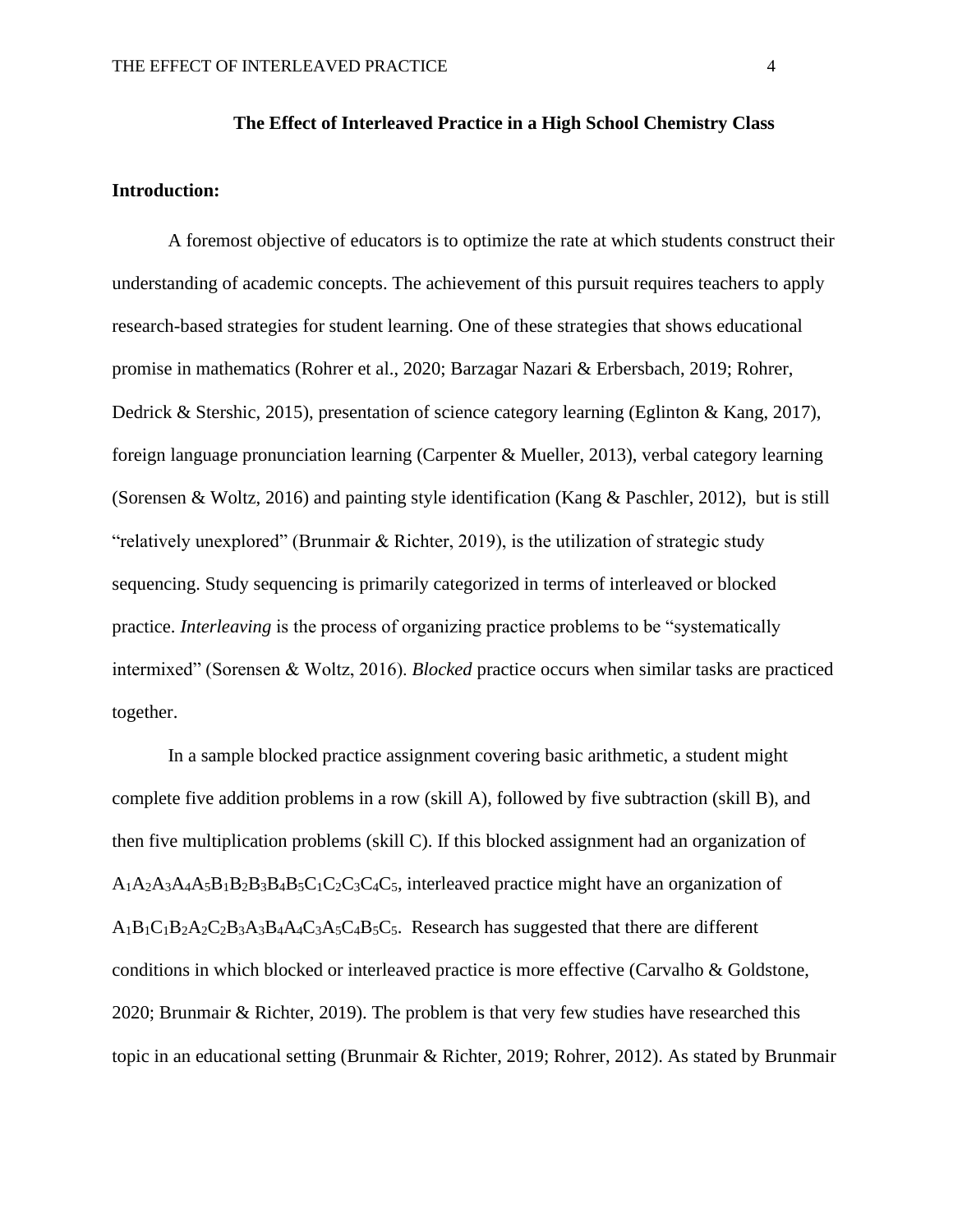## The Effect of Interleaved Practice in a High School Chemistry Class

**Introduction:**

A foremost objective of educators is to optimize the rate at which students construct their understanding of academic concepts. The achievement of this pursuit requires teachers to apply research-based strategies for student learning. One of these strategies that shows educational promise in mathematics (Rohrer et al., 2020; Barzagar Nazari & Erbersbach, 2019; Rohrer, Dedrick & Stershic, 2015), presentation of science category learning (Eglinton & Kang, 2017), foreign language pronunciation learning (Carpenter & Mueller, 2013), verbal category learning (Sorensen & Woltz, 2016) and painting style identification (Kang & Paschler, 2012), but is still "relatively unexplored" (Brunmair & Richter, 2019), is the utilization of strategic study sequencing. Study sequencing is primarily categorized in terms of interleaved or blocked practice. *Interleaving* is the process of organizing practice problems to be "systematically intermixed" (Sorensen & Woltz, 2016). *Blocked* practice occurs when similar tasks are practiced together.

In a sample blocked practice assignment covering basic arithmetic, a student might complete five addition problems in a row (skill A), followed by five subtraction (skill B), and then five multiplication problems (skill C). If this blocked assignment had an organization of $A_1A_2A_3A_4A_5B_1B_2B_3B_4B_5C_1C_2C_3C_4C_5$, interleaved practice might have an organization of $A_1B_1C_1B_2A_2C_2B_3A_3B_4A_4C_3A_5C_4B_5C_5$. Research has suggested that there are different conditions in which blocked or interleaved practice is more effective (Carvalho & Goldstone, 2020; Brunmair & Richter, 2019). The problem is that very few studies have researched this topic in an educational setting (Brunmair & Richter, 2019; Rohrer, 2012). As stated by Brunmair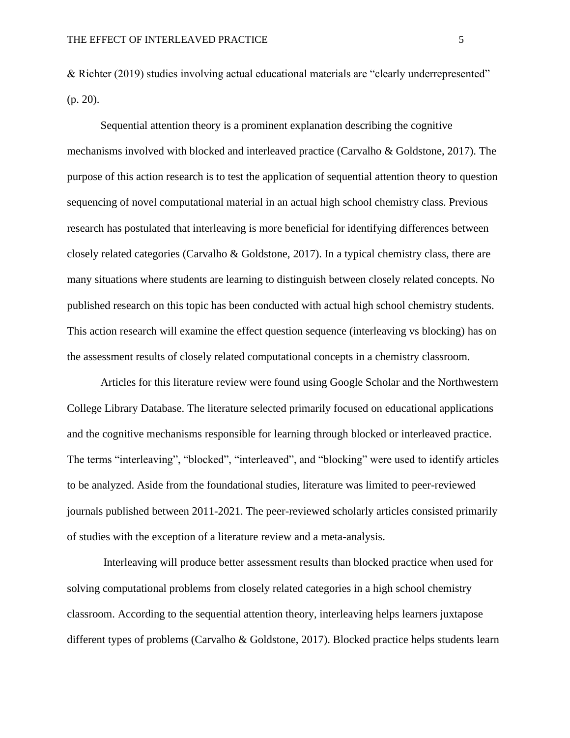& Richter (2019) studies involving actual educational materials are “clearly underrepresented” (p. 20).

Sequential attention theory is a prominent explanation describing the cognitive mechanisms involved with blocked and interleaved practice (Carvalho & Goldstone, 2017). The purpose of this action research is to test the application of sequential attention theory to question sequencing of novel computational material in an actual high school chemistry class. Previous research has postulated that interleaving is more beneficial for identifying differences between closely related categories (Carvalho & Goldstone, 2017). In a typical chemistry class, there are many situations where students are learning to distinguish between closely related concepts. No published research on this topic has been conducted with actual high school chemistry students. This action research will examine the effect question sequence (interleaving vs blocking) has on the assessment results of closely related computational concepts in a chemistry classroom.

Articles for this literature review were found using Google Scholar and the Northwestern College Library Database. The literature selected primarily focused on educational applications and the cognitive mechanisms responsible for learning through blocked or interleaved practice. The terms “interleaving”, “blocked”, “interleaved”, and “blocking” were used to identify articles to be analyzed. Aside from the foundational studies, literature was limited to peer-reviewed journals published between 2011-2021. The peer-reviewed scholarly articles consisted primarily of studies with the exception of a literature review and a meta-analysis.

Interleaving will produce better assessment results than blocked practice when used for solving computational problems from closely related categories in a high school chemistry classroom. According to the sequential attention theory, interleaving helps learners juxtapose different types of problems (Carvalho & Goldstone, 2017). Blocked practice helps students learn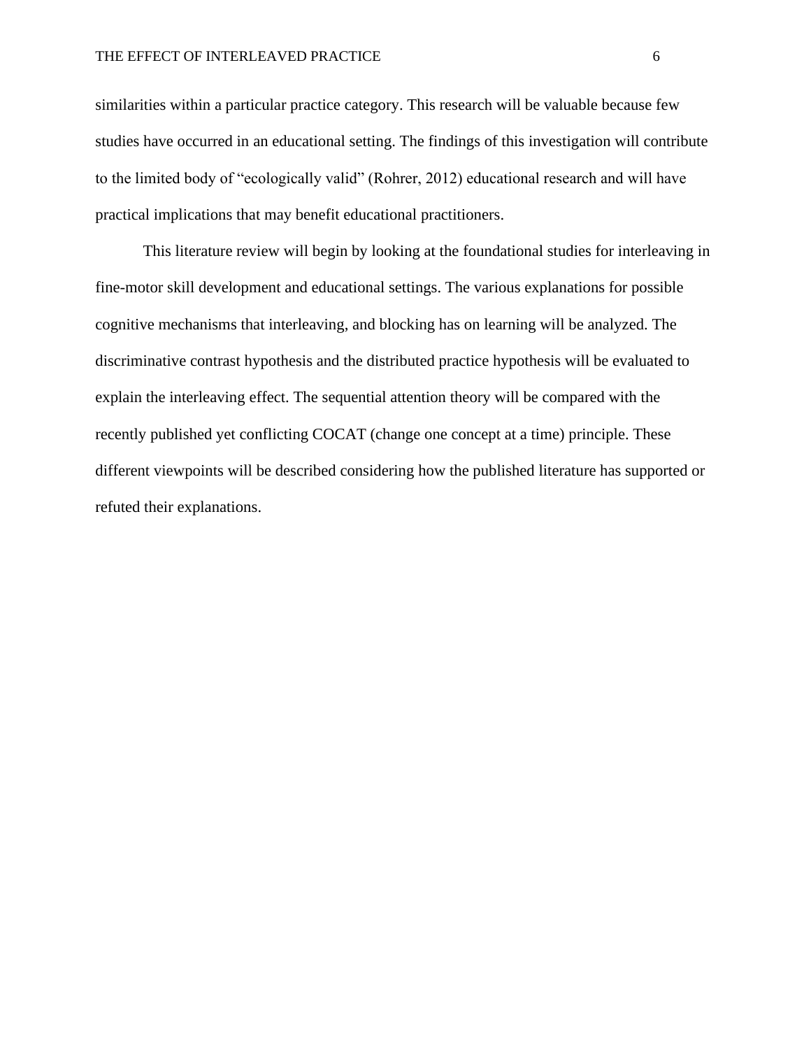similarities within a particular practice category. This research will be valuable because few studies have occurred in an educational setting. The findings of this investigation will contribute to the limited body of "ecologically valid" (Rohrer, 2012) educational research and will have practical implications that may benefit educational practitioners.

This literature review will begin by looking at the foundational studies for interleaving in fine-motor skill development and educational settings. The various explanations for possible cognitive mechanisms that interleaving, and blocking has on learning will be analyzed. The discriminative contrast hypothesis and the distributed practice hypothesis will be evaluated to explain the interleaving effect. The sequential attention theory will be compared with the recently published yet conflicting COCAT (change one concept at a time) principle. These different viewpoints will be described considering how the published literature has supported or refuted their explanations.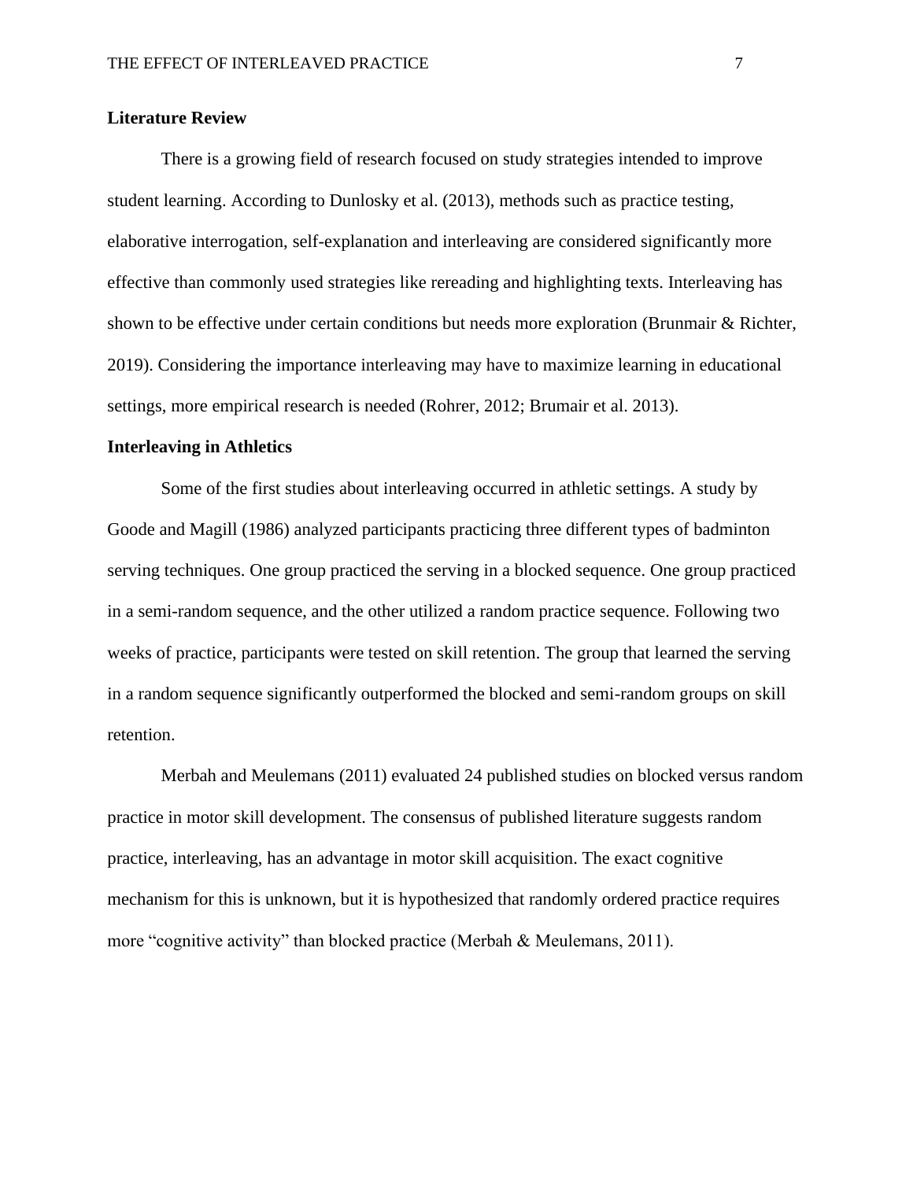## Literature Review

There is a growing field of research focused on study strategies intended to improve student learning. According to Dunlosky et al. (2013), methods such as practice testing, elaborative interrogation, self-explanation and interleaving are considered significantly more effective than commonly used strategies like rereading and highlighting texts. Interleaving has shown to be effective under certain conditions but needs more exploration (Brunmair & Richter, 2019). Considering the importance interleaving may have to maximize learning in educational settings, more empirical research is needed (Rohrer, 2012; Brumair et al. 2013).

### Interleaving in Athletics

Some of the first studies about interleaving occurred in athletic settings. A study by Goode and Magill (1986) analyzed participants practicing three different types of badminton serving techniques. One group practiced the serving in a blocked sequence. One group practiced in a semi-random sequence, and the other utilized a random practice sequence. Following two weeks of practice, participants were tested on skill retention. The group that learned the serving in a random sequence significantly outperformed the blocked and semi-random groups on skill retention.

Merbah and Meulemans (2011) evaluated 24 published studies on blocked versus random practice in motor skill development. The consensus of published literature suggests random practice, interleaving, has an advantage in motor skill acquisition. The exact cognitive mechanism for this is unknown, but it is hypothesized that randomly ordered practice requires more "cognitive activity" than blocked practice (Merbah & Meulemans, 2011).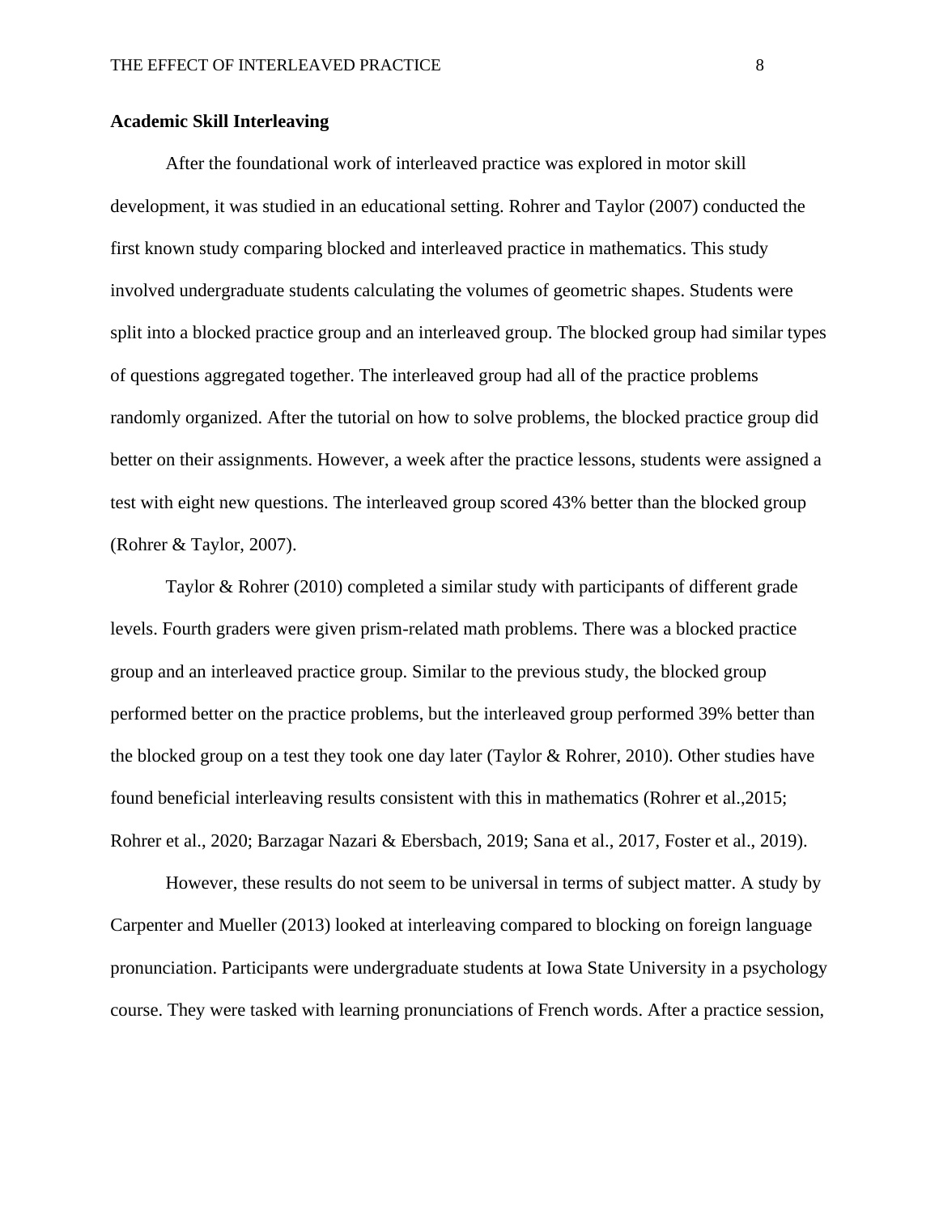**Academic Skill Interleaving**

After the foundational work of interleaved practice was explored in motor skill development, it was studied in an educational setting. Rohrer and Taylor (2007) conducted the first known study comparing blocked and interleaved practice in mathematics. This study involved undergraduate students calculating the volumes of geometric shapes. Students were split into a blocked practice group and an interleaved group. The blocked group had similar types of questions aggregated together. The interleaved group had all of the practice problems randomly organized. After the tutorial on how to solve problems, the blocked practice group did better on their assignments. However, a week after the practice lessons, students were assigned a test with eight new questions. The interleaved group scored 43% better than the blocked group (Rohrer & Taylor, 2007).

Taylor & Rohrer (2010) completed a similar study with participants of different grade levels. Fourth graders were given prism-related math problems. There was a blocked practice group and an interleaved practice group. Similar to the previous study, the blocked group performed better on the practice problems, but the interleaved group performed 39% better than the blocked group on a test they took one day later (Taylor & Rohrer, 2010). Other studies have found beneficial interleaving results consistent with this in mathematics (Rohrer et al.,2015; Rohrer et al., 2020; Barzagar Nazari & Ebersbach, 2019; Sana et al., 2017, Foster et al., 2019).

However, these results do not seem to be universal in terms of subject matter. A study by Carpenter and Mueller (2013) looked at interleaving compared to blocking on foreign language pronunciation. Participants were undergraduate students at Iowa State University in a psychology course. They were tasked with learning pronunciations of French words. After a practice session,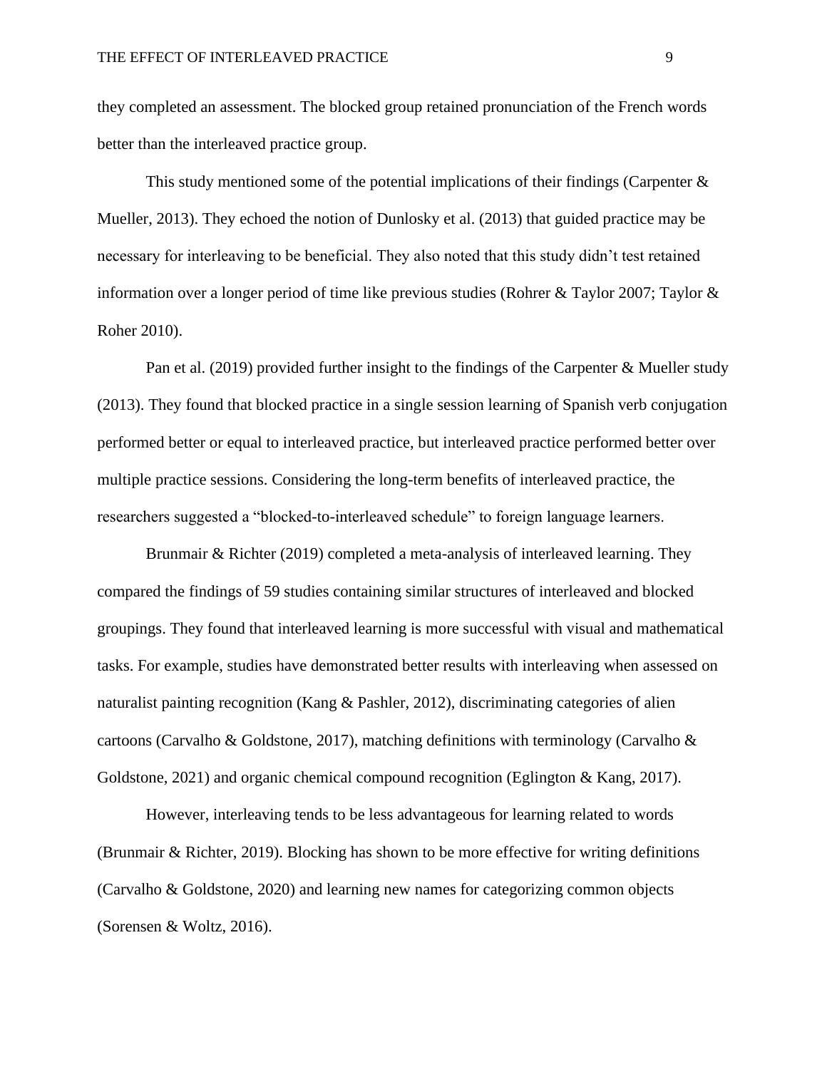they completed an assessment. The blocked group retained pronunciation of the French words better than the interleaved practice group.

This study mentioned some of the potential implications of their findings (Carpenter & Mueller, 2013). They echoed the notion of Dunlosky et al. (2013) that guided practice may be necessary for interleaving to be beneficial. They also noted that this study didn't test retained information over a longer period of time like previous studies (Rohrer & Taylor 2007; Taylor & Roher 2010).

Pan et al. (2019) provided further insight to the findings of the Carpenter & Mueller study (2013). They found that blocked practice in a single session learning of Spanish verb conjugation performed better or equal to interleaved practice, but interleaved practice performed better over multiple practice sessions. Considering the long-term benefits of interleaved practice, the researchers suggested a "blocked-to-interleaved schedule" to foreign language learners.

Brunmair & Richter (2019) completed a meta-analysis of interleaved learning. They compared the findings of 59 studies containing similar structures of interleaved and blocked groupings. They found that interleaved learning is more successful with visual and mathematical tasks. For example, studies have demonstrated better results with interleaving when assessed on naturalist painting recognition (Kang & Pashler, 2012), discriminating categories of alien cartoons (Carvalho & Goldstone, 2017), matching definitions with terminology (Carvalho & Goldstone, 2021) and organic chemical compound recognition (Eglington & Kang, 2017).

However, interleaving tends to be less advantageous for learning related to words (Brunmair & Richter, 2019). Blocking has shown to be more effective for writing definitions (Carvalho & Goldstone, 2020) and learning new names for categorizing common objects (Sorensen & Woltz, 2016).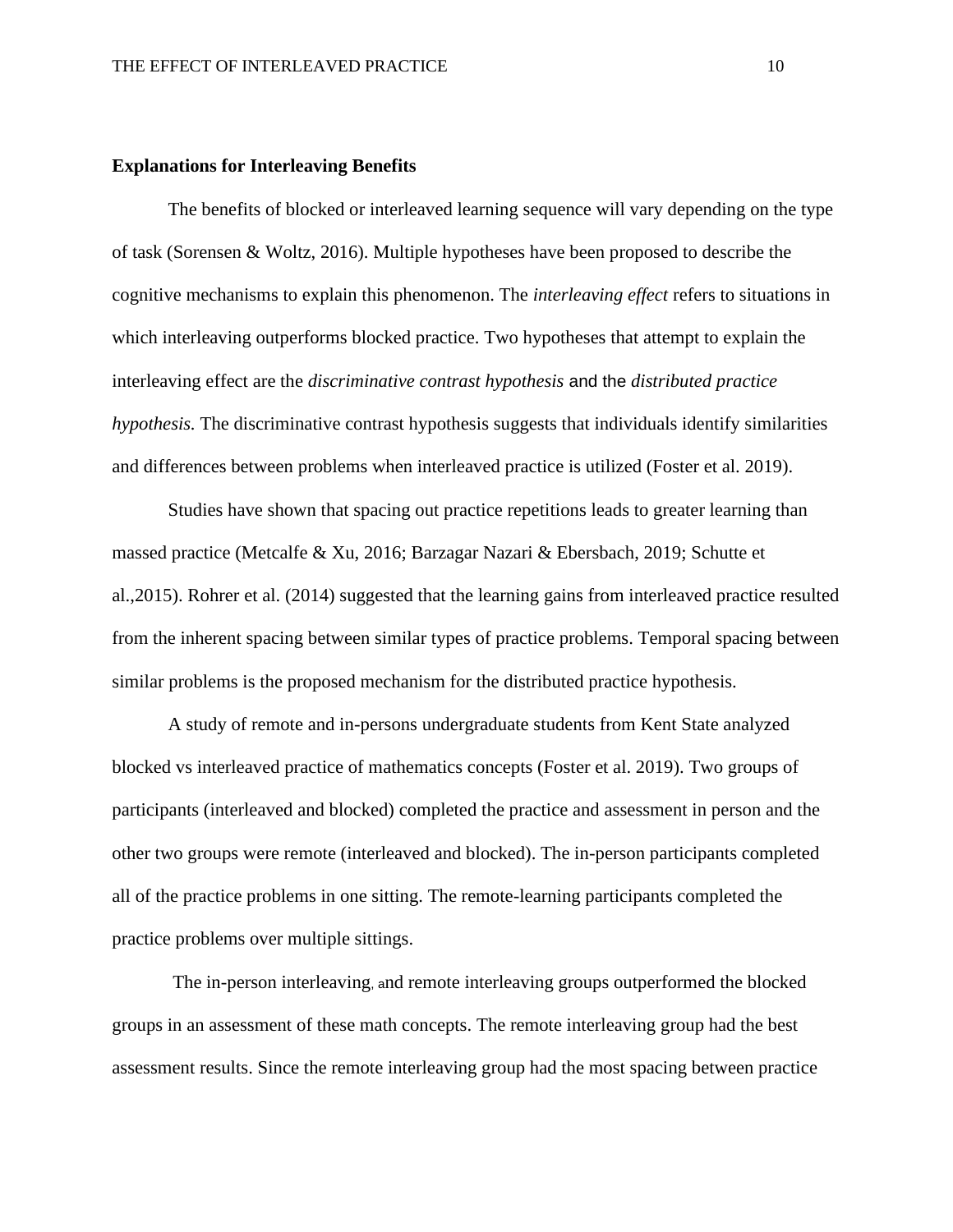**Explanations for Interleaving Benefits**

The benefits of blocked or interleaved learning sequence will vary depending on the type of task (Sorensen & Woltz, 2016). Multiple hypotheses have been proposed to describe the cognitive mechanisms to explain this phenomenon. The *interleaving effect* refers to situations in which interleaving outperforms blocked practice. Two hypotheses that attempt to explain the interleaving effect are the *discriminative contrast hypothesis* and the *distributed practice hypothesis.* The discriminative contrast hypothesis suggests that individuals identify similarities and differences between problems when interleaved practice is utilized (Foster et al. 2019).

Studies have shown that spacing out practice repetitions leads to greater learning than massed practice (Metcalfe & Xu, 2016; Barzagar Nazari & Ebersbach, 2019; Schutte et al.,2015). Rohrer et al. (2014) suggested that the learning gains from interleaved practice resulted from the inherent spacing between similar types of practice problems. Temporal spacing between similar problems is the proposed mechanism for the distributed practice hypothesis.

A study of remote and in-persons undergraduate students from Kent State analyzed blocked vs interleaved practice of mathematics concepts (Foster et al. 2019). Two groups of participants (interleaved and blocked) completed the practice and assessment in person and the other two groups were remote (interleaved and blocked). The in-person participants completed all of the practice problems in one sitting. The remote-learning participants completed the practice problems over multiple sittings.

The in-person interleaving, and remote interleaving groups outperformed the blocked groups in an assessment of these math concepts. The remote interleaving group had the best assessment results. Since the remote interleaving group had the most spacing between practice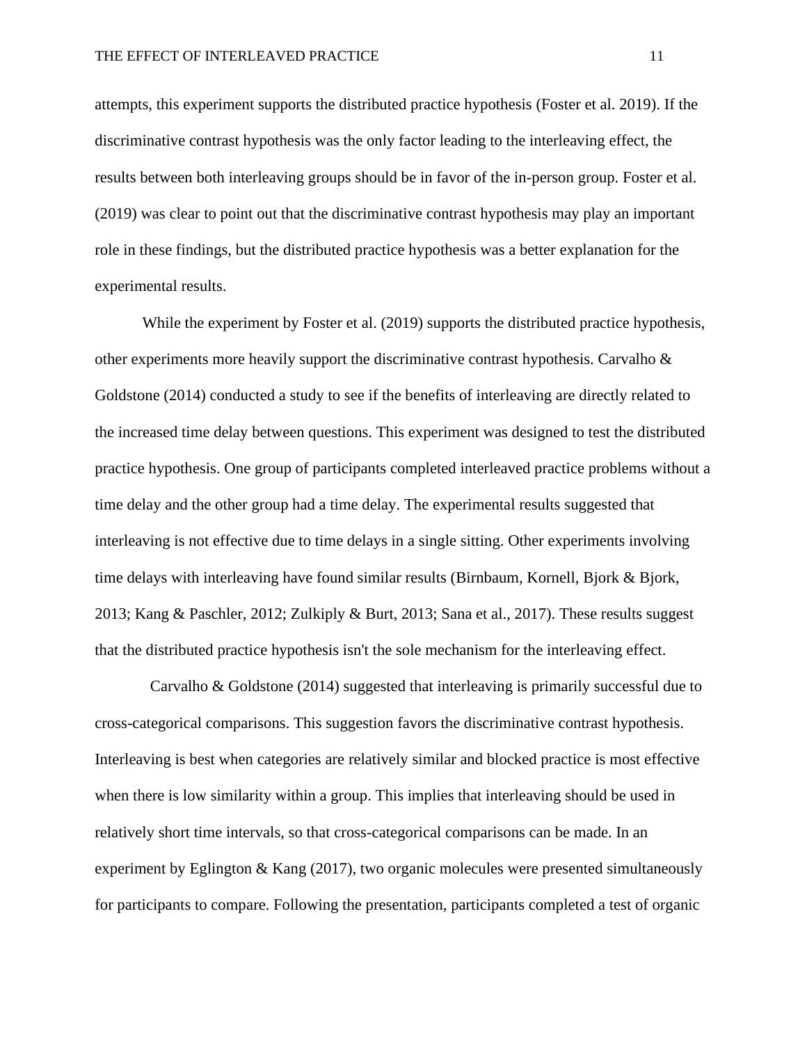attempts, this experiment supports the distributed practice hypothesis (Foster et al. 2019). If the discriminative contrast hypothesis was the only factor leading to the interleaving effect, the results between both interleaving groups should be in favor of the in-person group. Foster et al. (2019) was clear to point out that the discriminative contrast hypothesis may play an important role in these findings, but the distributed practice hypothesis was a better explanation for the experimental results.

While the experiment by Foster et al. (2019) supports the distributed practice hypothesis, other experiments more heavily support the discriminative contrast hypothesis. Carvalho & Goldstone (2014) conducted a study to see if the benefits of interleaving are directly related to the increased time delay between questions. This experiment was designed to test the distributed practice hypothesis. One group of participants completed interleaved practice problems without a time delay and the other group had a time delay. The experimental results suggested that interleaving is not effective due to time delays in a single sitting. Other experiments involving time delays with interleaving have found similar results (Birnbaum, Kornell, Bjork & Bjork, 2013; Kang & Paschler, 2012; Zulkiply & Burt, 2013; Sana et al., 2017). These results suggest that the distributed practice hypothesis isn't the sole mechanism for the interleaving effect.

Carvalho & Goldstone (2014) suggested that interleaving is primarily successful due to cross-categorical comparisons. This suggestion favors the discriminative contrast hypothesis. Interleaving is best when categories are relatively similar and blocked practice is most effective when there is low similarity within a group. This implies that interleaving should be used in relatively short time intervals, so that cross-categorical comparisons can be made. In an experiment by Eglington & Kang (2017), two organic molecules were presented simultaneously for participants to compare. Following the presentation, participants completed a test of organic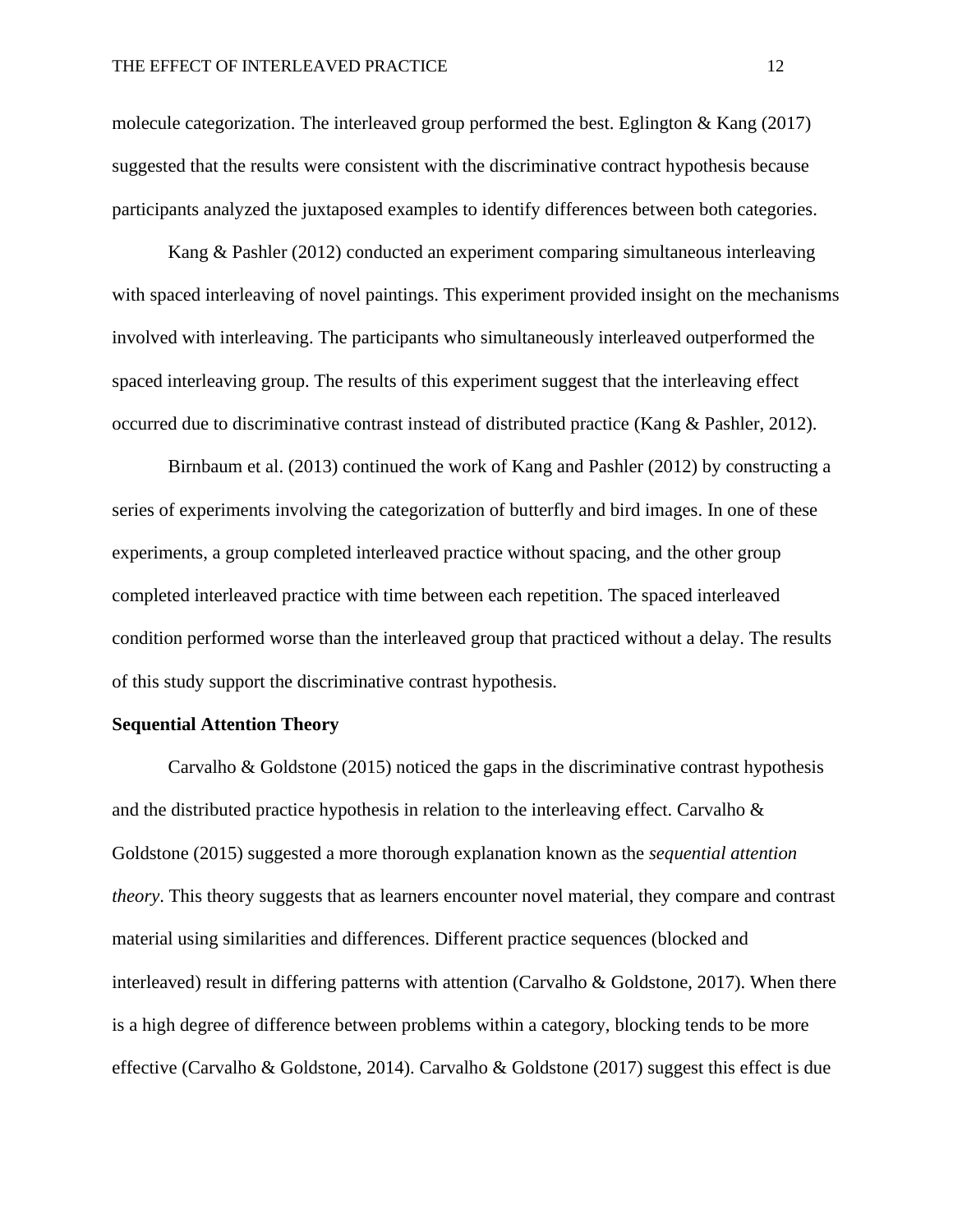molecule categorization. The interleaved group performed the best. Eglington & Kang (2017) suggested that the results were consistent with the discriminative contract hypothesis because participants analyzed the juxtaposed examples to identify differences between both categories.

Kang & Pashler (2012) conducted an experiment comparing simultaneous interleaving with spaced interleaving of novel paintings. This experiment provided insight on the mechanisms involved with interleaving. The participants who simultaneously interleaved outperformed the spaced interleaving group. The results of this experiment suggest that the interleaving effect occurred due to discriminative contrast instead of distributed practice (Kang & Pashler, 2012).

Birnbaum et al. (2013) continued the work of Kang and Pashler (2012) by constructing a series of experiments involving the categorization of butterfly and bird images. In one of these experiments, a group completed interleaved practice without spacing, and the other group completed interleaved practice with time between each repetition. The spaced interleaved condition performed worse than the interleaved group that practiced without a delay. The results of this study support the discriminative contrast hypothesis.

**Sequential Attention Theory**

Carvalho & Goldstone (2015) noticed the gaps in the discriminative contrast hypothesis and the distributed practice hypothesis in relation to the interleaving effect. Carvalho & Goldstone (2015) suggested a more thorough explanation known as the *sequential attention theory*. This theory suggests that as learners encounter novel material, they compare and contrast material using similarities and differences. Different practice sequences (blocked and interleaved) result in differing patterns with attention (Carvalho & Goldstone, 2017). When there is a high degree of difference between problems within a category, blocking tends to be more effective (Carvalho & Goldstone, 2014). Carvalho & Goldstone (2017) suggest this effect is due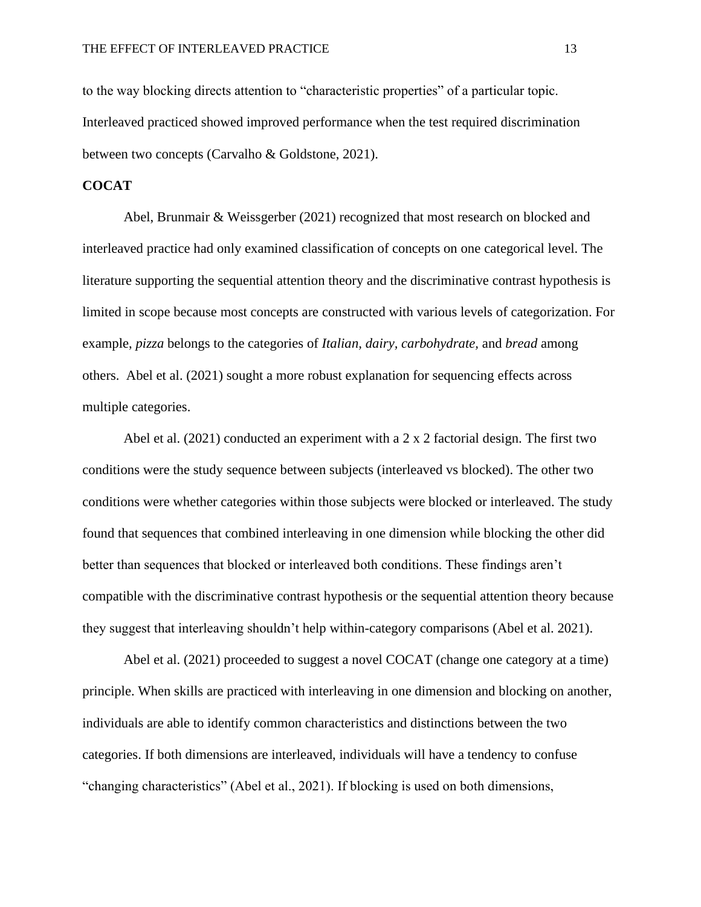to the way blocking directs attention to "characteristic properties" of a particular topic. Interleaved practiced showed improved performance when the test required discrimination between two concepts (Carvalho & Goldstone, 2021).

**COCAT**

Abel, Brunmair & Weissgerber (2021) recognized that most research on blocked and interleaved practice had only examined classification of concepts on one categorical level. The literature supporting the sequential attention theory and the discriminative contrast hypothesis is limited in scope because most concepts are constructed with various levels of categorization. For example, *pizza* belongs to the categories of *Italian, dairy*, *carbohydrate,* and *bread* among others. Abel et al. (2021) sought a more robust explanation for sequencing effects across multiple categories.

Abel et al. (2021) conducted an experiment with a 2 x 2 factorial design. The first two conditions were the study sequence between subjects (interleaved vs blocked). The other two conditions were whether categories within those subjects were blocked or interleaved. The study found that sequences that combined interleaving in one dimension while blocking the other did better than sequences that blocked or interleaved both conditions. These findings aren't compatible with the discriminative contrast hypothesis or the sequential attention theory because they suggest that interleaving shouldn't help within-category comparisons (Abel et al. 2021).

Abel et al. (2021) proceeded to suggest a novel COCAT (change one category at a time) principle. When skills are practiced with interleaving in one dimension and blocking on another, individuals are able to identify common characteristics and distinctions between the two categories. If both dimensions are interleaved, individuals will have a tendency to confuse "changing characteristics" (Abel et al., 2021). If blocking is used on both dimensions,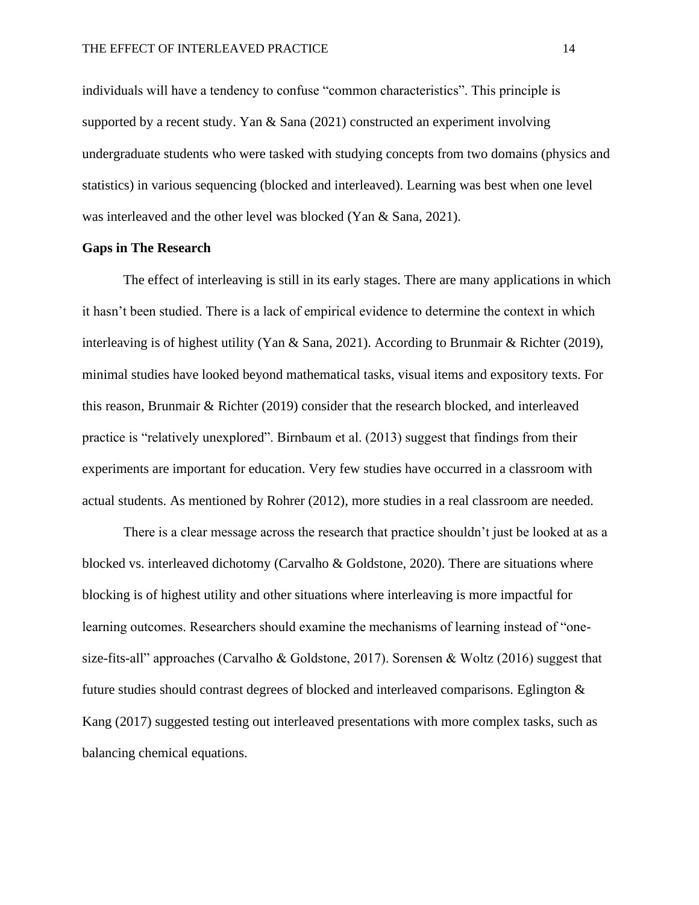individuals will have a tendency to confuse "common characteristics". This principle is supported by a recent study. Yan & Sana (2021) constructed an experiment involving undergraduate students who were tasked with studying concepts from two domains (physics and statistics) in various sequencing (blocked and interleaved). Learning was best when one level was interleaved and the other level was blocked (Yan & Sana, 2021).

**Gaps in The Research**

The effect of interleaving is still in its early stages. There are many applications in which it hasn't been studied. There is a lack of empirical evidence to determine the context in which interleaving is of highest utility (Yan & Sana, 2021). According to Brunmair & Richter (2019), minimal studies have looked beyond mathematical tasks, visual items and expository texts. For this reason, Brunmair & Richter (2019) consider that the research blocked, and interleaved practice is "relatively unexplored". Birnbaum et al. (2013) suggest that findings from their experiments are important for education. Very few studies have occurred in a classroom with actual students. As mentioned by Rohrer (2012), more studies in a real classroom are needed.

There is a clear message across the research that practice shouldn't just be looked at as a blocked vs. interleaved dichotomy (Carvalho & Goldstone, 2020). There are situations where blocking is of highest utility and other situations where interleaving is more impactful for learning outcomes. Researchers should examine the mechanisms of learning instead of "one-size-fits-all" approaches (Carvalho & Goldstone, 2017). Sorensen & Woltz (2016) suggest that future studies should contrast degrees of blocked and interleaved comparisons. Eglington & Kang (2017) suggested testing out interleaved presentations with more complex tasks, such as balancing chemical equations.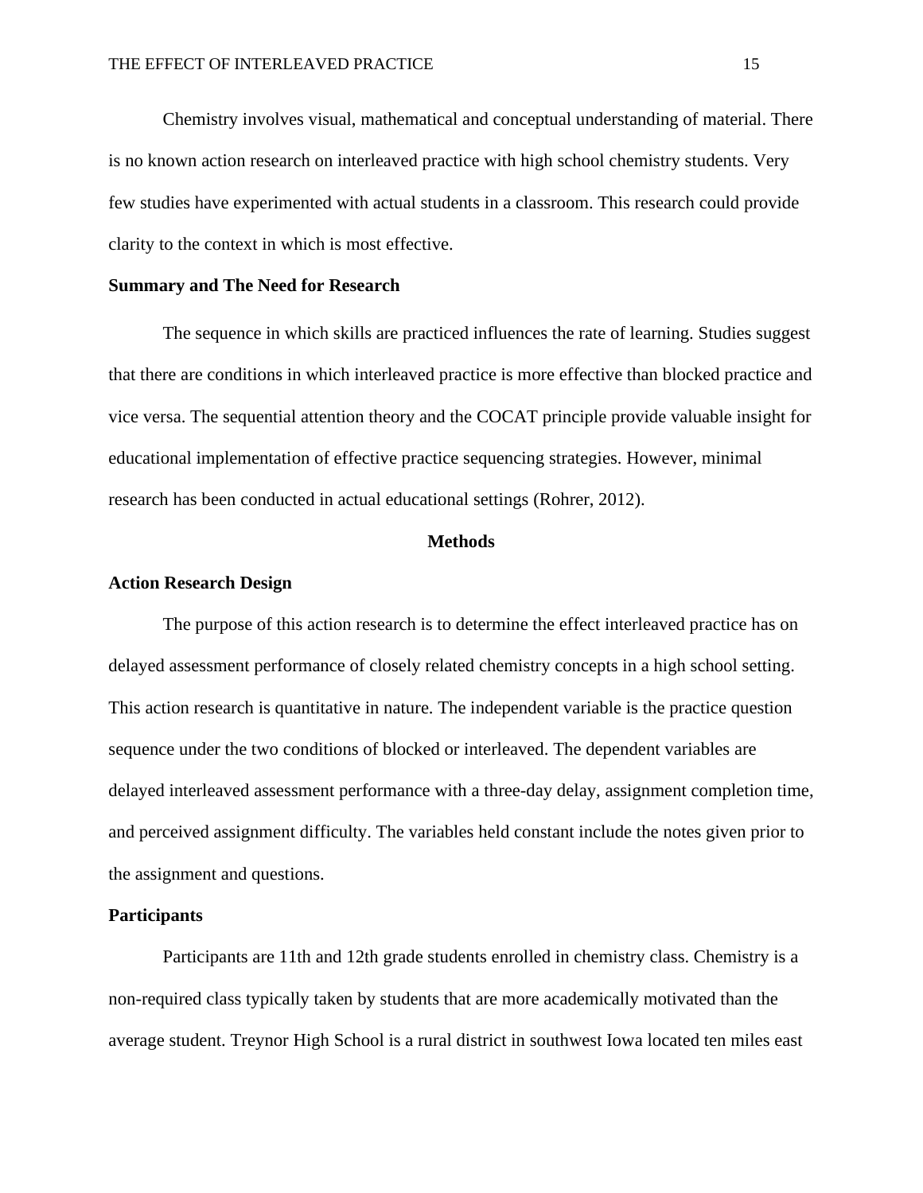Chemistry involves visual, mathematical and conceptual understanding of material. There is no known action research on interleaved practice with high school chemistry students. Very few studies have experimented with actual students in a classroom. This research could provide clarity to the context in which is most effective.

### Summary and The Need for Research

The sequence in which skills are practiced influences the rate of learning. Studies suggest that there are conditions in which interleaved practice is more effective than blocked practice and vice versa. The sequential attention theory and the COCAT principle provide valuable insight for educational implementation of effective practice sequencing strategies. However, minimal research has been conducted in actual educational settings (Rohrer, 2012).

## Methods

### Action Research Design

The purpose of this action research is to determine the effect interleaved practice has on delayed assessment performance of closely related chemistry concepts in a high school setting. This action research is quantitative in nature. The independent variable is the practice question sequence under the two conditions of blocked or interleaved. The dependent variables are delayed interleaved assessment performance with a three-day delay, assignment completion time, and perceived assignment difficulty. The variables held constant include the notes given prior to the assignment and questions.

### Participants

Participants are 11th and 12th grade students enrolled in chemistry class. Chemistry is a non-required class typically taken by students that are more academically motivated than the average student. Treynor High School is a rural district in southwest Iowa located ten miles east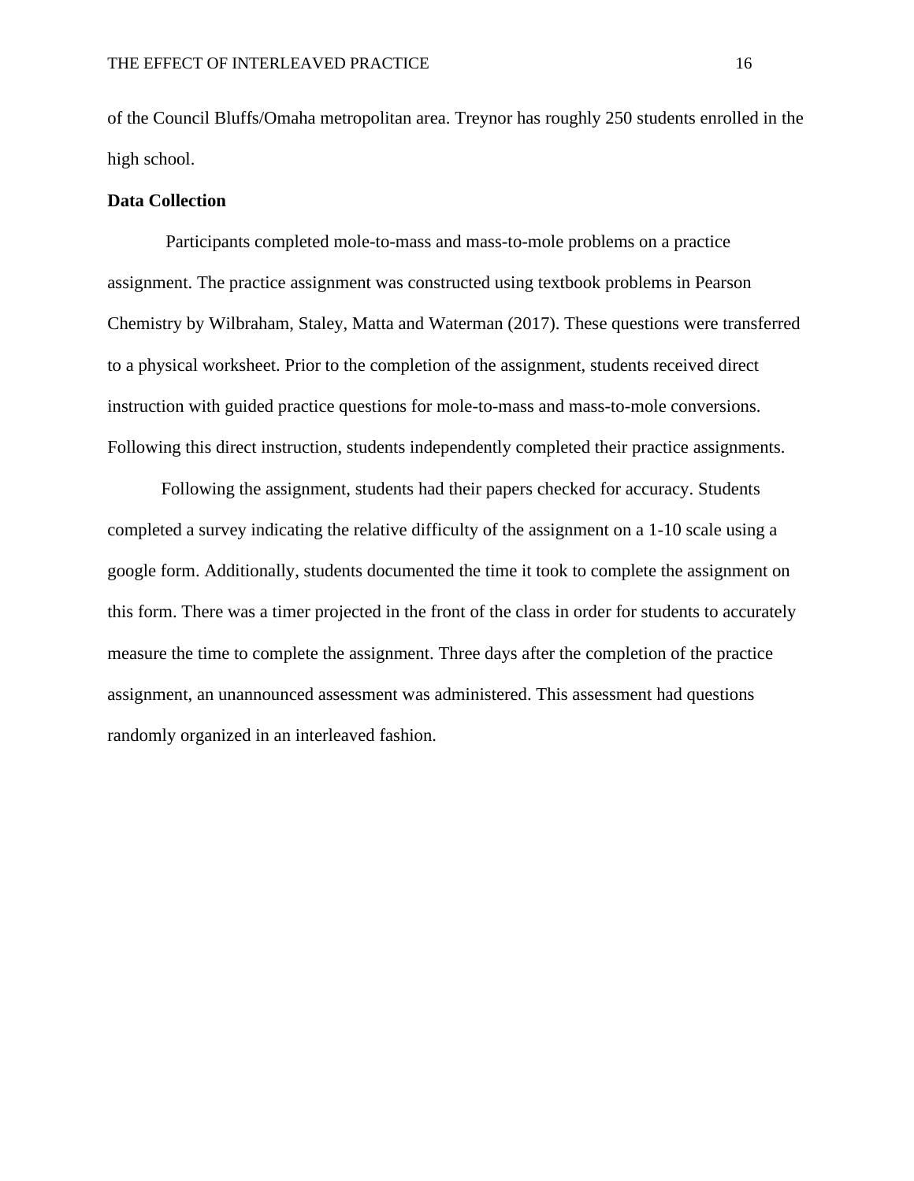of the Council Bluffs/Omaha metropolitan area. Treynor has roughly 250 students enrolled in the high school.

**Data Collection**

Participants completed mole-to-mass and mass-to-mole problems on a practice assignment. The practice assignment was constructed using textbook problems in Pearson Chemistry by Wilbraham, Staley, Matta and Waterman (2017). These questions were transferred to a physical worksheet. Prior to the completion of the assignment, students received direct instruction with guided practice questions for mole-to-mass and mass-to-mole conversions. Following this direct instruction, students independently completed their practice assignments.

Following the assignment, students had their papers checked for accuracy. Students completed a survey indicating the relative difficulty of the assignment on a 1-10 scale using a google form. Additionally, students documented the time it took to complete the assignment on this form. There was a timer projected in the front of the class in order for students to accurately measure the time to complete the assignment. Three days after the completion of the practice assignment, an unannounced assessment was administered. This assessment had questions randomly organized in an interleaved fashion.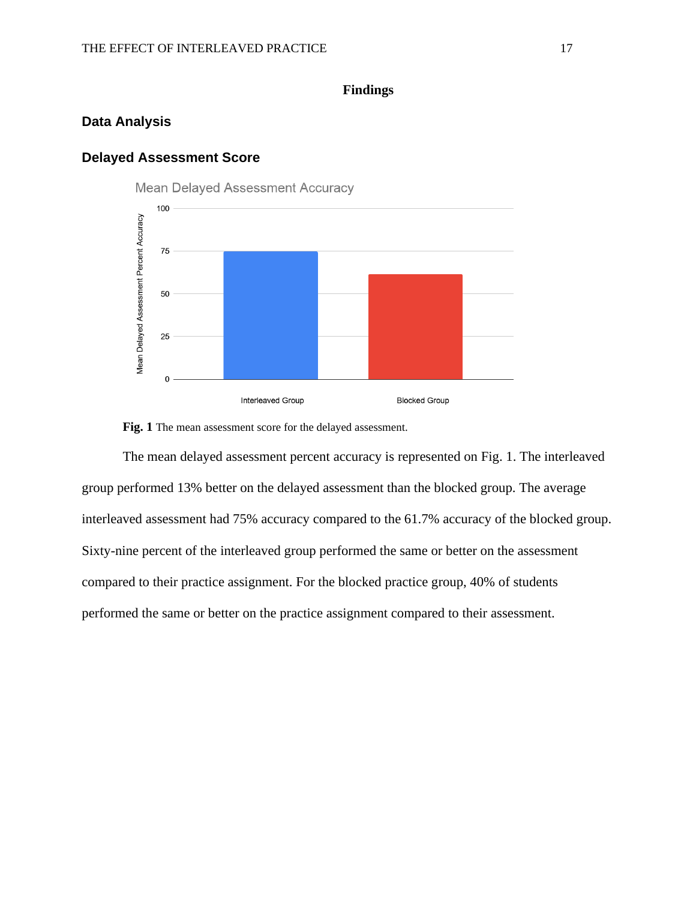# Findings

## Data Analysis

## Delayed Assessment Score

**Fig. 1** The mean assessment score for the delayed assessment.

The mean delayed assessment percent accuracy is represented on Fig. 1. The interleaved group performed 13% better on the delayed assessment than the blocked group. The average interleaved assessment had 75% accuracy compared to the 61.7% accuracy of the blocked group. Sixty-nine percent of the interleaved group performed the same or better on the assessment compared to their practice assignment. For the blocked practice group, 40% of students performed the same or better on the practice assignment compared to their assessment.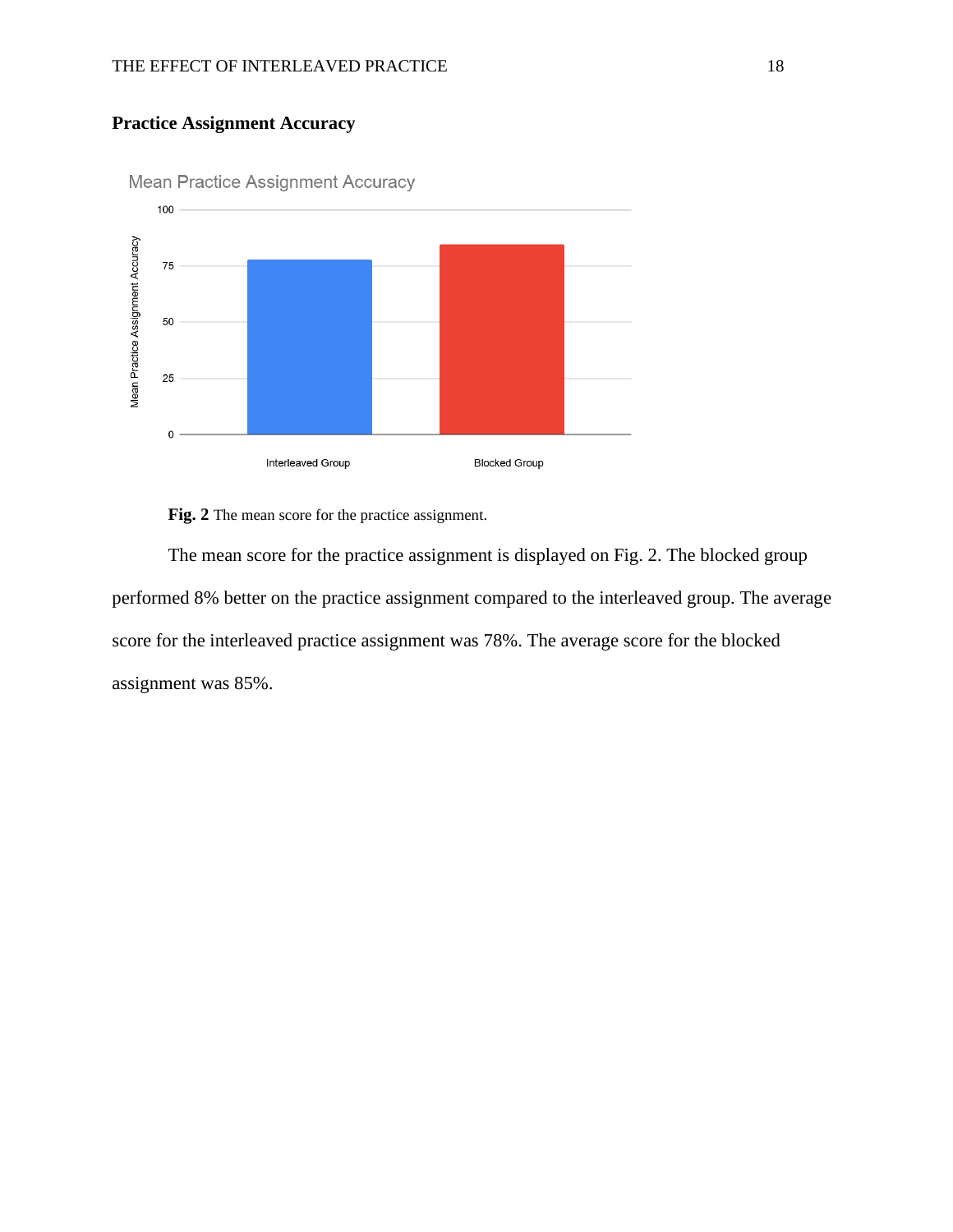## Practice Assignment Accuracy

**Fig. 2** The mean score for the practice assignment.

The mean score for the practice assignment is displayed on Fig. 2. The blocked group performed 8% better on the practice assignment compared to the interleaved group. The average score for the interleaved practice assignment was 78%. The average score for the blocked assignment was 85%.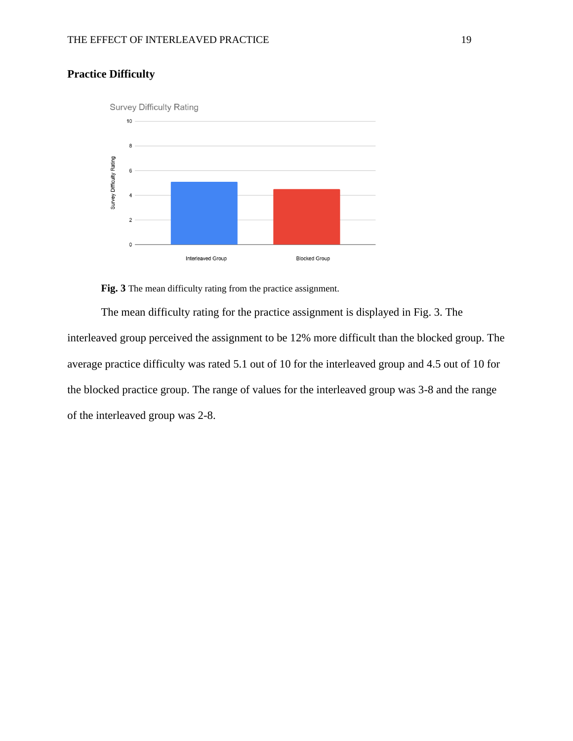## Practice Difficulty

**Fig. 3** The mean difficulty rating from the practice assignment.

The mean difficulty rating for the practice assignment is displayed in Fig. 3. The interleaved group perceived the assignment to be 12% more difficult than the blocked group. The average practice difficulty was rated 5.1 out of 10 for the interleaved group and 4.5 out of 10 for the blocked practice group. The range of values for the interleaved group was 3-8 and the range of the interleaved group was 2-8.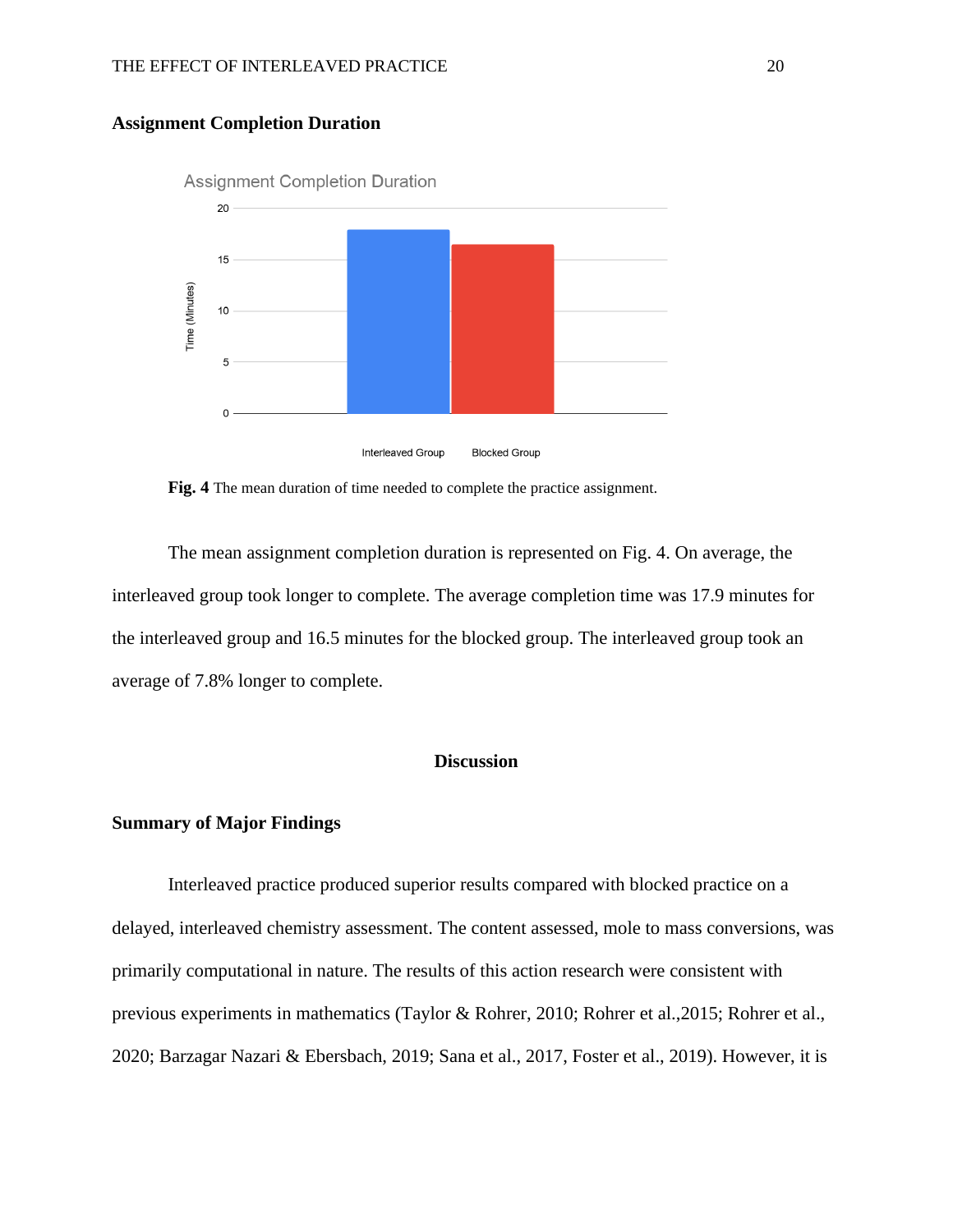**Assignment Completion Duration**

**Fig. 4** The mean duration of time needed to complete the practice assignment.

The mean assignment completion duration is represented on Fig. 4. On average, the interleaved group took longer to complete. The average completion time was 17.9 minutes for the interleaved group and 16.5 minutes for the blocked group. The interleaved group took an average of 7.8% longer to complete.

## Discussion

**Summary of Major Findings**

Interleaved practice produced superior results compared with blocked practice on a delayed, interleaved chemistry assessment. The content assessed, mole to mass conversions, was primarily computational in nature. The results of this action research were consistent with previous experiments in mathematics (Taylor & Rohrer, 2010; Rohrer et al.,2015; Rohrer et al., 2020; Barzagar Nazari & Ebersbach, 2019; Sana et al., 2017, Foster et al., 2019). However, it is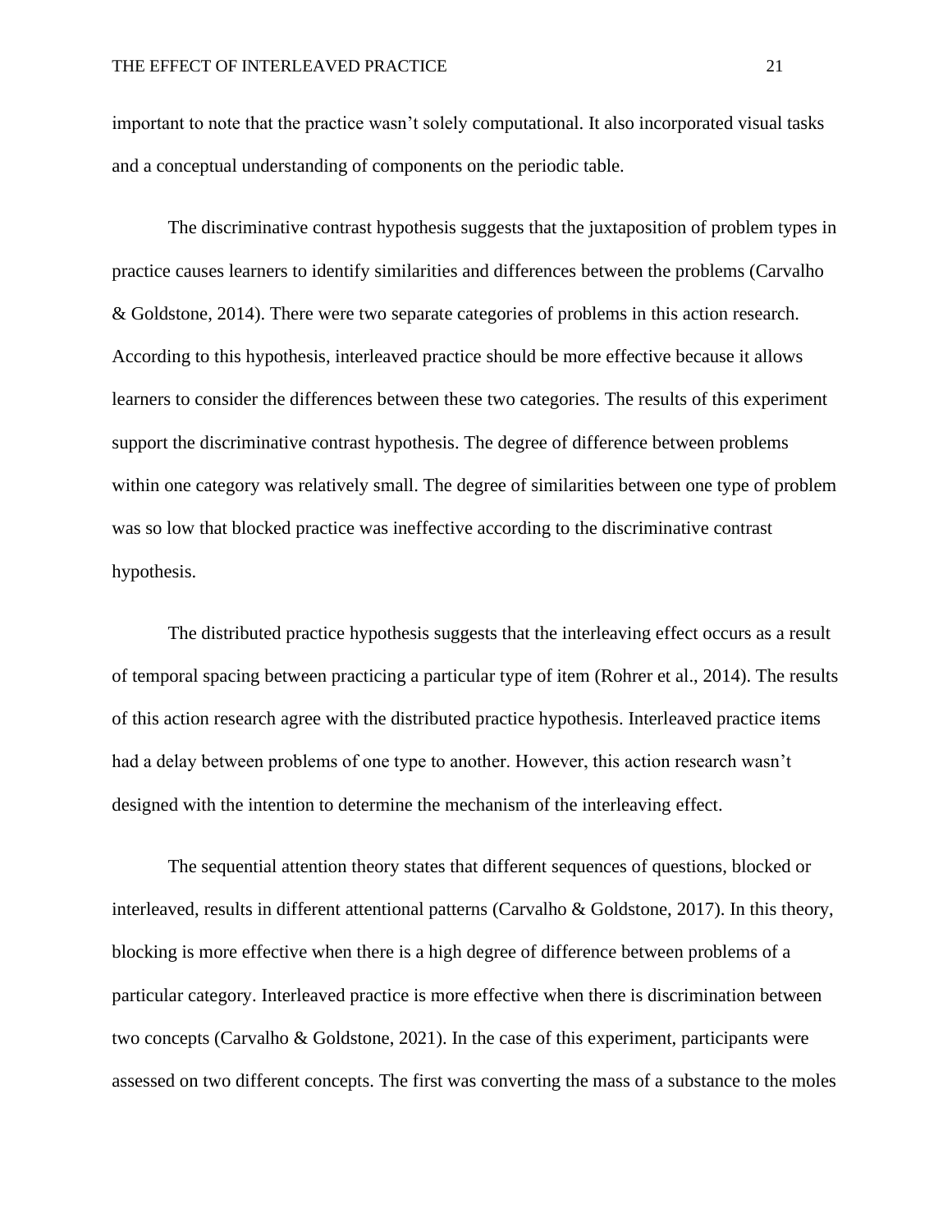important to note that the practice wasn't solely computational. It also incorporated visual tasks and a conceptual understanding of components on the periodic table.

The discriminative contrast hypothesis suggests that the juxtaposition of problem types in practice causes learners to identify similarities and differences between the problems (Carvalho & Goldstone, 2014). There were two separate categories of problems in this action research. According to this hypothesis, interleaved practice should be more effective because it allows learners to consider the differences between these two categories. The results of this experiment support the discriminative contrast hypothesis. The degree of difference between problems within one category was relatively small. The degree of similarities between one type of problem was so low that blocked practice was ineffective according to the discriminative contrast hypothesis.

The distributed practice hypothesis suggests that the interleaving effect occurs as a result of temporal spacing between practicing a particular type of item (Rohrer et al., 2014). The results of this action research agree with the distributed practice hypothesis. Interleaved practice items had a delay between problems of one type to another. However, this action research wasn't designed with the intention to determine the mechanism of the interleaving effect.

The sequential attention theory states that different sequences of questions, blocked or interleaved, results in different attentional patterns (Carvalho & Goldstone, 2017). In this theory, blocking is more effective when there is a high degree of difference between problems of a particular category. Interleaved practice is more effective when there is discrimination between two concepts (Carvalho & Goldstone, 2021). In the case of this experiment, participants were assessed on two different concepts. The first was converting the mass of a substance to the moles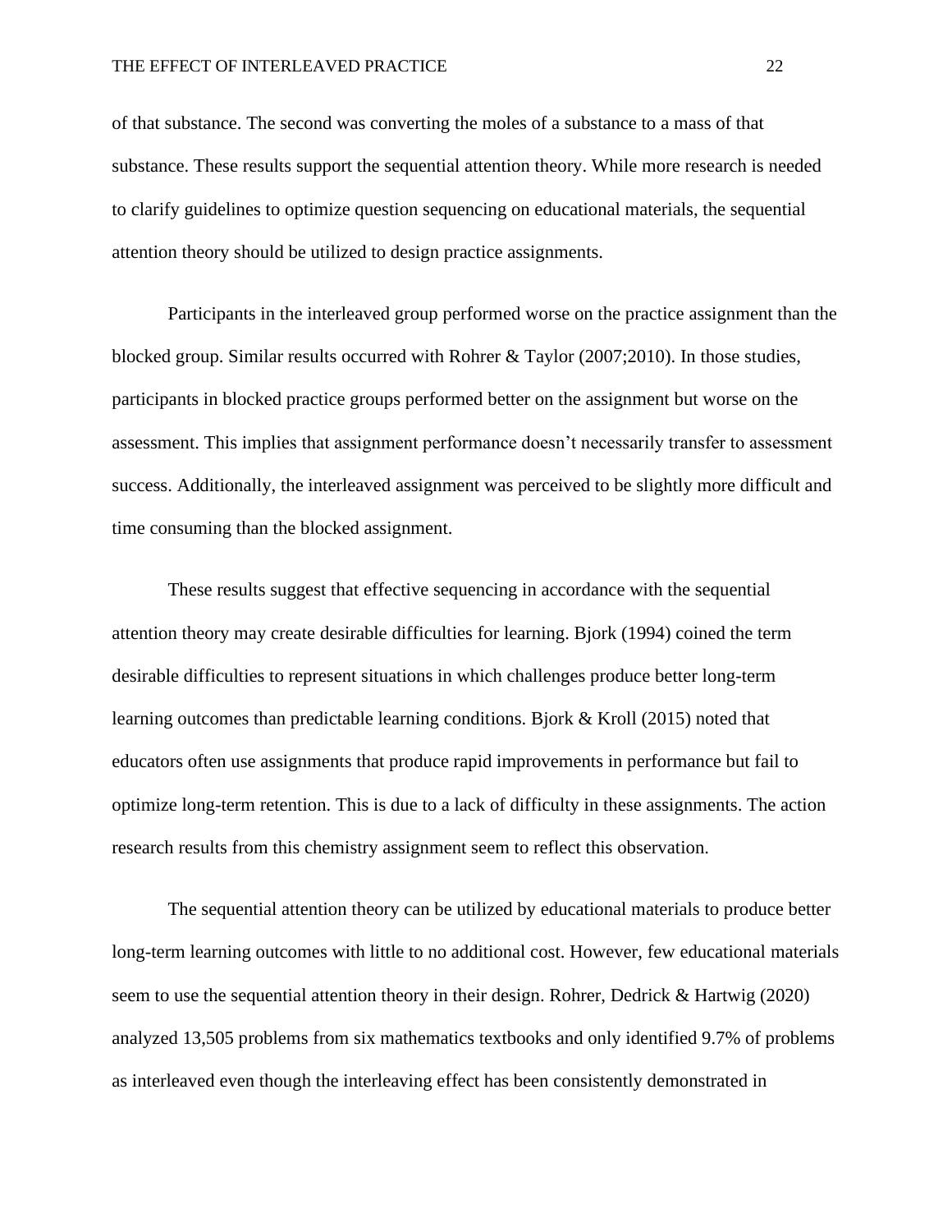of that substance. The second was converting the moles of a substance to a mass of that substance. These results support the sequential attention theory. While more research is needed to clarify guidelines to optimize question sequencing on educational materials, the sequential attention theory should be utilized to design practice assignments.

Participants in the interleaved group performed worse on the practice assignment than the blocked group. Similar results occurred with Rohrer & Taylor (2007;2010). In those studies, participants in blocked practice groups performed better on the assignment but worse on the assessment. This implies that assignment performance doesn't necessarily transfer to assessment success. Additionally, the interleaved assignment was perceived to be slightly more difficult and time consuming than the blocked assignment.

These results suggest that effective sequencing in accordance with the sequential attention theory may create desirable difficulties for learning. Bjork (1994) coined the term desirable difficulties to represent situations in which challenges produce better long-term learning outcomes than predictable learning conditions. Bjork & Kroll (2015) noted that educators often use assignments that produce rapid improvements in performance but fail to optimize long-term retention. This is due to a lack of difficulty in these assignments. The action research results from this chemistry assignment seem to reflect this observation.

The sequential attention theory can be utilized by educational materials to produce better long-term learning outcomes with little to no additional cost. However, few educational materials seem to use the sequential attention theory in their design. Rohrer, Dedrick & Hartwig (2020) analyzed 13,505 problems from six mathematics textbooks and only identified 9.7% of problems as interleaved even though the interleaving effect has been consistently demonstrated in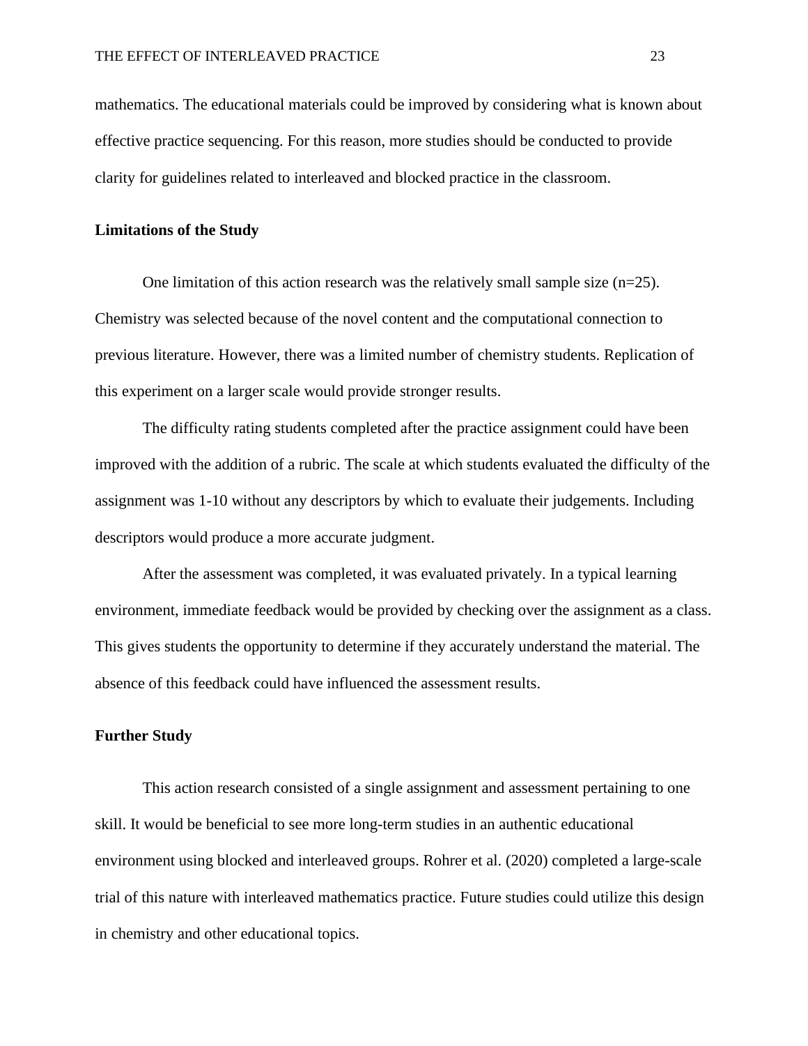mathematics. The educational materials could be improved by considering what is known about effective practice sequencing. For this reason, more studies should be conducted to provide clarity for guidelines related to interleaved and blocked practice in the classroom.

## Limitations of the Study

One limitation of this action research was the relatively small sample size (n=25). Chemistry was selected because of the novel content and the computational connection to previous literature. However, there was a limited number of chemistry students. Replication of this experiment on a larger scale would provide stronger results.

The difficulty rating students completed after the practice assignment could have been improved with the addition of a rubric. The scale at which students evaluated the difficulty of the assignment was 1-10 without any descriptors by which to evaluate their judgements. Including descriptors would produce a more accurate judgment.

After the assessment was completed, it was evaluated privately. In a typical learning environment, immediate feedback would be provided by checking over the assignment as a class. This gives students the opportunity to determine if they accurately understand the material. The absence of this feedback could have influenced the assessment results.

## Further Study

This action research consisted of a single assignment and assessment pertaining to one skill. It would be beneficial to see more long-term studies in an authentic educational environment using blocked and interleaved groups. Rohrer et al. (2020) completed a large-scale trial of this nature with interleaved mathematics practice. Future studies could utilize this design in chemistry and other educational topics.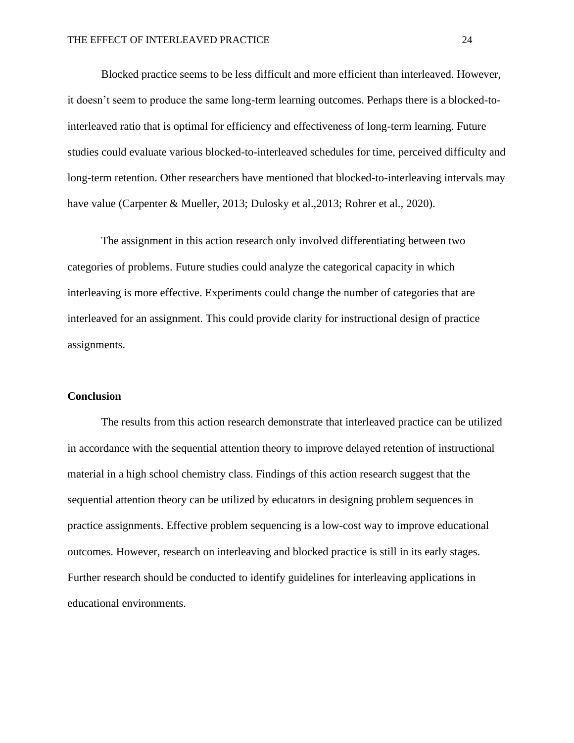Blocked practice seems to be less difficult and more efficient than interleaved. However, it doesn't seem to produce the same long-term learning outcomes. Perhaps there is a blocked-to-interleaved ratio that is optimal for efficiency and effectiveness of long-term learning. Future studies could evaluate various blocked-to-interleaved schedules for time, perceived difficulty and long-term retention. Other researchers have mentioned that blocked-to-interleaving intervals may have value (Carpenter & Mueller, 2013; Dulosky et al.,2013; Rohrer et al., 2020).

The assignment in this action research only involved differentiating between two categories of problems. Future studies could analyze the categorical capacity in which interleaving is more effective. Experiments could change the number of categories that are interleaved for an assignment. This could provide clarity for instructional design of practice assignments.

**Conclusion**

The results from this action research demonstrate that interleaved practice can be utilized in accordance with the sequential attention theory to improve delayed retention of instructional material in a high school chemistry class. Findings of this action research suggest that the sequential attention theory can be utilized by educators in designing problem sequences in practice assignments. Effective problem sequencing is a low-cost way to improve educational outcomes. However, research on interleaving and blocked practice is still in its early stages. Further research should be conducted to identify guidelines for interleaving applications in educational environments.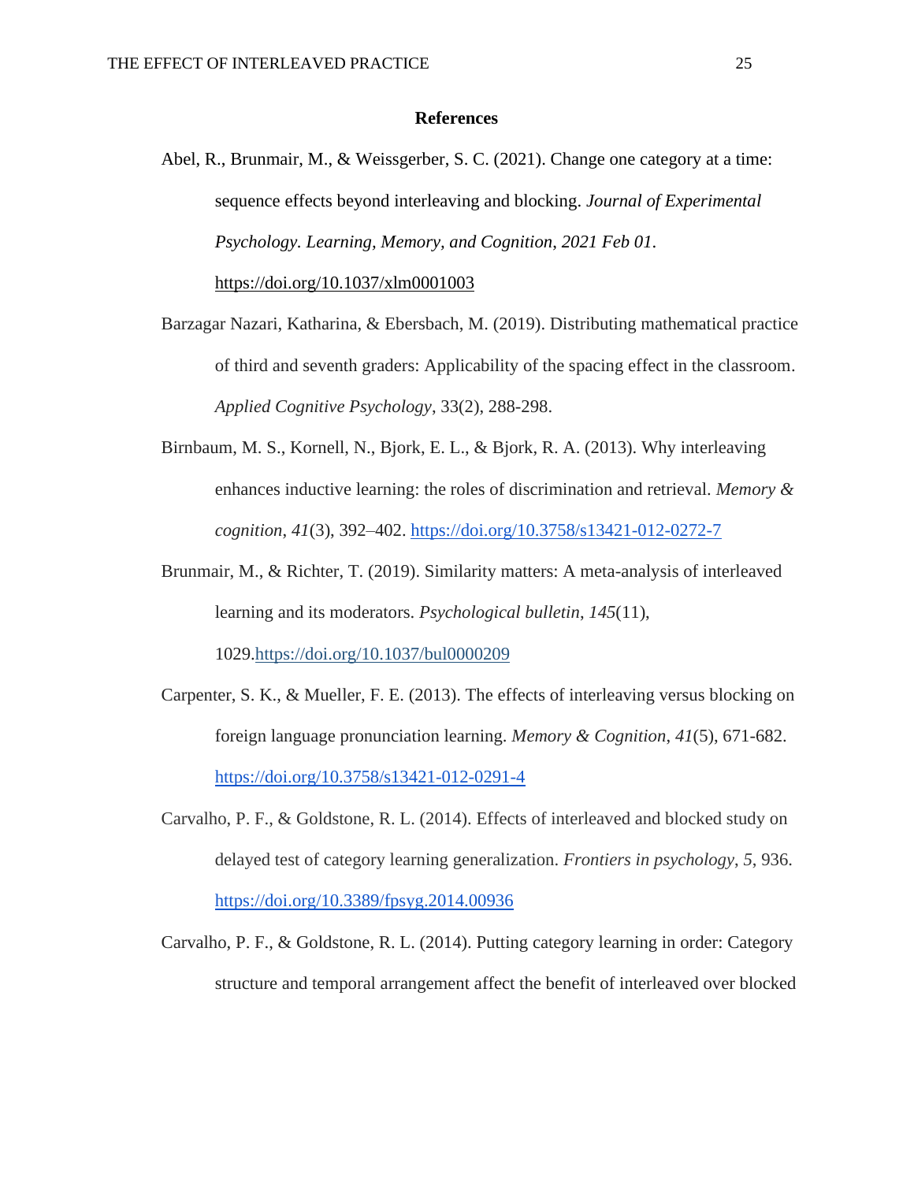# References

Abel, R., Brunmair, M., & Weissgerber, S. C. (2021). Change one category at a time: sequence effects beyond interleaving and blocking. *Journal of Experimental Psychology. Learning, Memory, and Cognition*, *2021 Feb 01*. https://doi.org/10.1037/xlm0001003

Barzagar Nazari, Katharina, & Ebersbach, M. (2019). Distributing mathematical practice of third and seventh graders: Applicability of the spacing effect in the classroom. *Applied Cognitive Psychology*, 33(2), 288-298.

Birnbaum, M. S., Kornell, N., Bjork, E. L., & Bjork, R. A. (2013). Why interleaving enhances inductive learning: the roles of discrimination and retrieval. *Memory & cognition*, *41*(3), 392–402. https://doi.org/10.3758/s13421-012-0272-7

Brunmair, M., & Richter, T. (2019). Similarity matters: A meta-analysis of interleaved learning and its moderators. *Psychological bulletin*, *145*(11), 1029.https://doi.org/10.1037/bul0000209

Carpenter, S. K., & Mueller, F. E. (2013). The effects of interleaving versus blocking on foreign language pronunciation learning. *Memory & Cognition*, *41*(5), 671-682. https://doi.org/10.3758/s13421-012-0291-4

Carvalho, P. F., & Goldstone, R. L. (2014). Effects of interleaved and blocked study on delayed test of category learning generalization. *Frontiers in psychology*, *5*, 936. https://doi.org/10.3389/fpsyg.2014.00936

Carvalho, P. F., & Goldstone, R. L. (2014). Putting category learning in order: Category structure and temporal arrangement affect the benefit of interleaved over blocked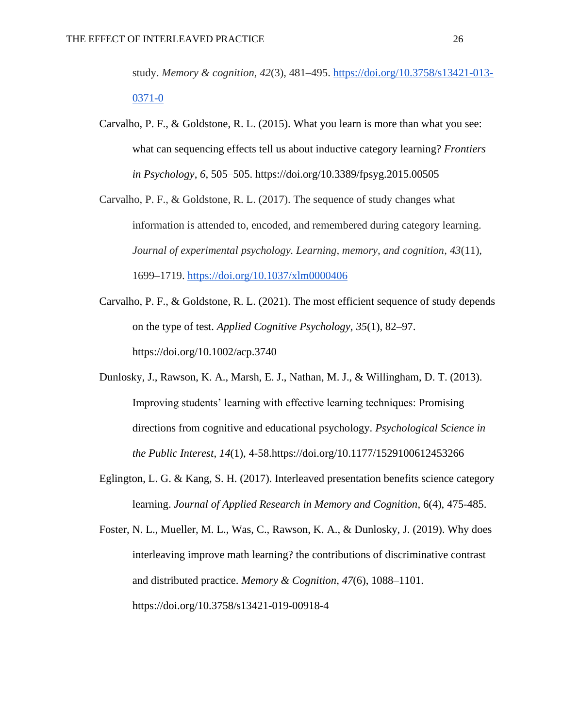study. *Memory & cognition*, *42*(3), 481–495. https://doi.org/10.3758/s13421-013-0371-0

Carvalho, P. F., & Goldstone, R. L. (2015). What you learn is more than what you see: what can sequencing effects tell us about inductive category learning? *Frontiers in Psychology*, *6*, 505–505. https://doi.org/10.3389/fpsyg.2015.00505

Carvalho, P. F., & Goldstone, R. L. (2017). The sequence of study changes what information is attended to, encoded, and remembered during category learning. *Journal of experimental psychology. Learning, memory, and cognition*, *43*(11), 1699–1719. https://doi.org/10.1037/xlm0000406

Carvalho, P. F., & Goldstone, R. L. (2021). The most efficient sequence of study depends on the type of test. *Applied Cognitive Psychology*, *35*(1), 82–97. https://doi.org/10.1002/acp.3740

Dunlosky, J., Rawson, K. A., Marsh, E. J., Nathan, M. J., & Willingham, D. T. (2013). Improving students' learning with effective learning techniques: Promising directions from cognitive and educational psychology. *Psychological Science in the Public Interest*, *14*(1), 4-58.https://doi.org/10.1177/1529100612453266

Eglington, L. G. & Kang, S. H. (2017). Interleaved presentation benefits science category learning. *Journal of Applied Research in Memory and Cognition*, 6(4), 475-485.

Foster, N. L., Mueller, M. L., Was, C., Rawson, K. A., & Dunlosky, J. (2019). Why does interleaving improve math learning? the contributions of discriminative contrast and distributed practice. *Memory & Cognition*, *47*(6), 1088–1101. https://doi.org/10.3758/s13421-019-00918-4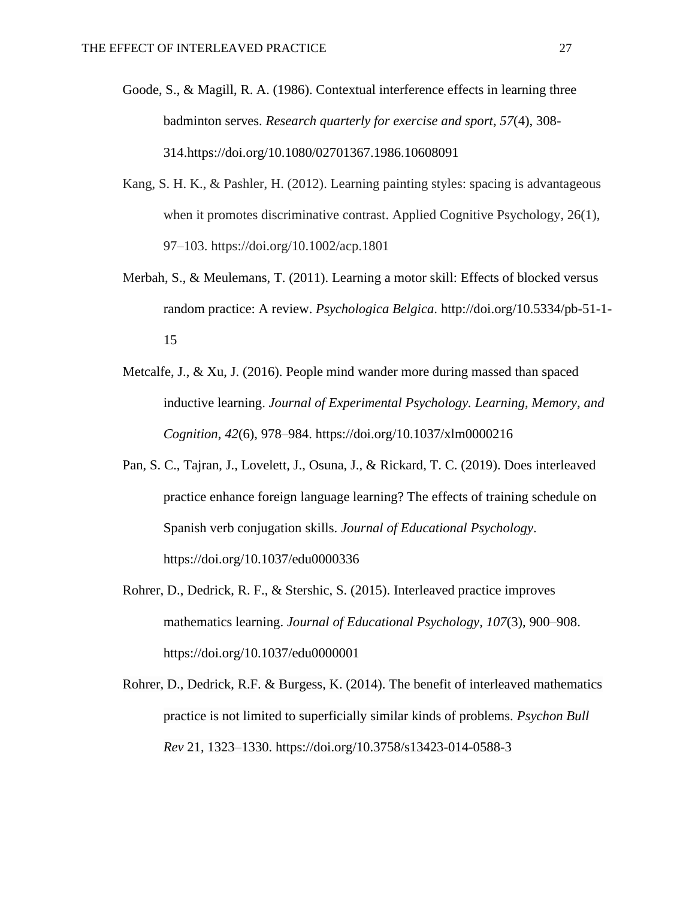Goode, S., & Magill, R. A. (1986). Contextual interference effects in learning three badminton serves. *Research quarterly for exercise and sport*, *57*(4), 308-314.https://doi.org/10.1080/02701367.1986.10608091

Kang, S. H. K., & Pashler, H. (2012). Learning painting styles: spacing is advantageous when it promotes discriminative contrast. Applied Cognitive Psychology, 26(1), 97–103. https://doi.org/10.1002/acp.1801

Merbah, S., & Meulemans, T. (2011). Learning a motor skill: Effects of blocked versus random practice: A review. *Psychologica Belgica*. http://doi.org/10.5334/pb-51-1-15

Metcalfe, J., & Xu, J. (2016). People mind wander more during massed than spaced inductive learning. *Journal of Experimental Psychology. Learning, Memory, and Cognition*, *42*(6), 978–984. https://doi.org/10.1037/xlm0000216

Pan, S. C., Tajran, J., Lovelett, J., Osuna, J., & Rickard, T. C. (2019). Does interleaved practice enhance foreign language learning? The effects of training schedule on Spanish verb conjugation skills. *Journal of Educational Psychology*. https://doi.org/10.1037/edu0000336

Rohrer, D., Dedrick, R. F., & Stershic, S. (2015). Interleaved practice improves mathematics learning. *Journal of Educational Psychology*, *107*(3), 900–908. https://doi.org/10.1037/edu0000001

Rohrer, D., Dedrick, R.F. & Burgess, K. (2014). The benefit of interleaved mathematics practice is not limited to superficially similar kinds of problems. *Psychon Bull Rev* 21, 1323–1330. https://doi.org/10.3758/s13423-014-0588-3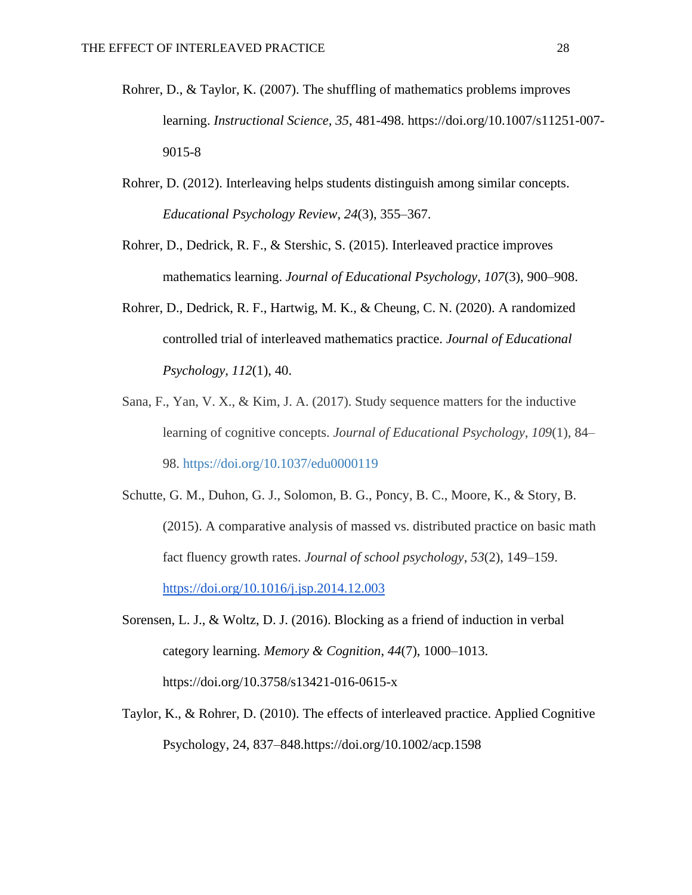Rohrer, D., & Taylor, K. (2007). The shuffling of mathematics problems improves learning. *Instructional Science*, *35*, 481-498. https://doi.org/10.1007/s11251-007-9015-8

Rohrer, D. (2012). Interleaving helps students distinguish among similar concepts. *Educational Psychology Review*, *24*(3), 355–367.

Rohrer, D., Dedrick, R. F., & Stershic, S. (2015). Interleaved practice improves mathematics learning. *Journal of Educational Psychology*, *107*(3), 900–908.

Rohrer, D., Dedrick, R. F., Hartwig, M. K., & Cheung, C. N. (2020). A randomized controlled trial of interleaved mathematics practice. *Journal of Educational Psychology*, *112*(1), 40.

Sana, F., Yan, V. X., & Kim, J. A. (2017). Study sequence matters for the inductive learning of cognitive concepts. *Journal of Educational Psychology, 109*(1), 84–98. https://doi.org/10.1037/edu0000119

Schutte, G. M., Duhon, G. J., Solomon, B. G., Poncy, B. C., Moore, K., & Story, B. (2015). A comparative analysis of massed vs. distributed practice on basic math fact fluency growth rates. *Journal of school psychology*, *53*(2), 149–159. https://doi.org/10.1016/j.jsp.2014.12.003

Sorensen, L. J., & Woltz, D. J. (2016). Blocking as a friend of induction in verbal category learning. *Memory & Cognition*, *44*(7), 1000–1013. https://doi.org/10.3758/s13421-016-0615-x

Taylor, K., & Rohrer, D. (2010). The effects of interleaved practice. Applied Cognitive Psychology, 24, 837–848.https://doi.org/10.1002/acp.1598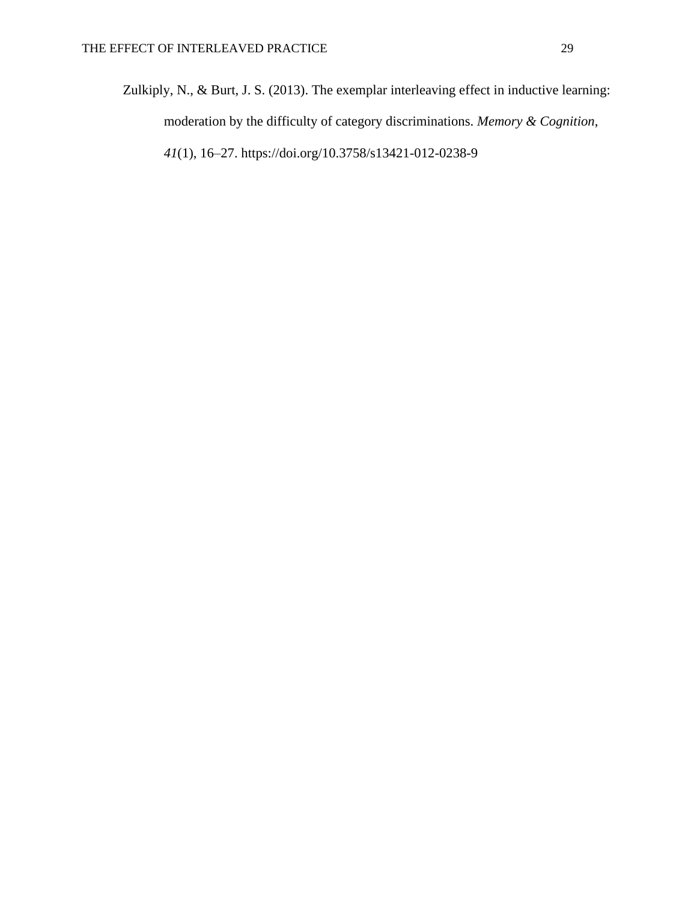Zulkiply, N., & Burt, J. S. (2013). The exemplar interleaving effect in inductive learning: moderation by the difficulty of category discriminations. *Memory & Cognition*, *41*(1), 16–27. https://doi.org/10.3758/s13421-012-0238-9